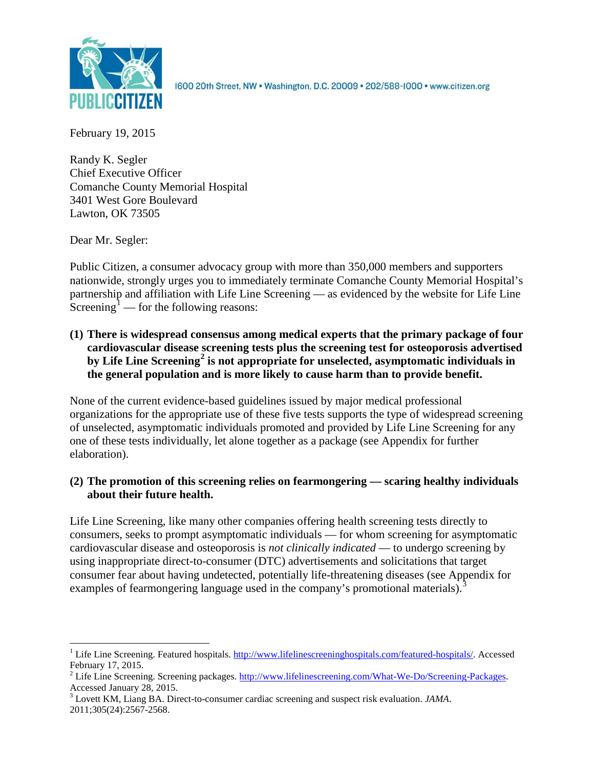1600 20th Street, NW • Washington, D.C. 20009 • 202/588-1000 • www.citizen.org

February 19, 2015

Randy K. Segler
Chief Executive Officer
Comanche County Memorial Hospital
3401 West Gore Boulevard
Lawton, OK 73505

Dear Mr. Segler:

Public Citizen, a consumer advocacy group with more than 350,000 members and supporters nationwide, strongly urges you to immediately terminate Comanche County Memorial Hospital's partnership and affiliation with Life Line Screening — as evidenced by the website for Life Line Screening[1] — for the following reasons:

**(1) There is widespread consensus among medical experts that the primary package of four cardiovascular disease screening tests plus the screening test for osteoporosis advertised by Life Line Screening[2] is not appropriate for unselected, asymptomatic individuals in the general population and is more likely to cause harm than to provide benefit.**

None of the current evidence-based guidelines issued by major medical professional organizations for the appropriate use of these five tests supports the type of widespread screening of unselected, asymptomatic individuals promoted and provided by Life Line Screening for any one of these tests individually, let alone together as a package (see Appendix for further elaboration).

**(2) The promotion of this screening relies on fearmongering — scaring healthy individuals about their future health.**

Life Line Screening, like many other companies offering health screening tests directly to consumers, seeks to prompt asymptomatic individuals — for whom screening for asymptomatic cardiovascular disease and osteoporosis is *not clinically indicated* — to undergo screening by using inappropriate direct-to-consumer (DTC) advertisements and solicitations that target consumer fear about having undetected, potentially life-threatening diseases (see Appendix for examples of fearmongering language used in the company's promotional materials).[3]

---

[1] Life Line Screening. Featured hospitals. http://www.lifelinescreeninghospitals.com/featured-hospitals/. Accessed February 17, 2015.

[2] Life Line Screening. Screening packages. http://www.lifelinescreening.com/What-We-Do/Screening-Packages. Accessed January 28, 2015.

[3] Lovett KM, Liang BA. Direct-to-consumer cardiac screening and suspect risk evaluation. *JAMA*. 2011;305(24):2567-2568.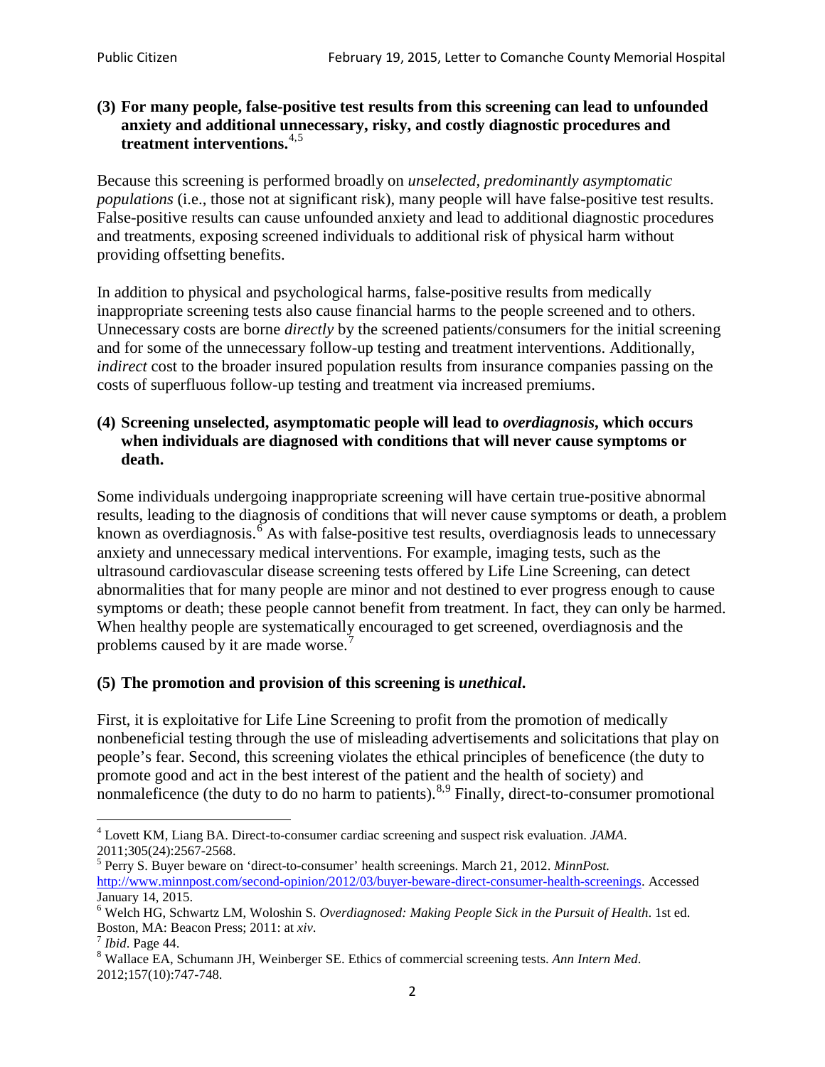**(3) For many people, false-positive test results from this screening can lead to unfounded anxiety and additional unnecessary, risky, and costly diagnostic procedures and treatment interventions.**[4,5]

Because this screening is performed broadly on *unselected, predominantly asymptomatic populations* (i.e., those not at significant risk), many people will have false-positive test results. False-positive results can cause unfounded anxiety and lead to additional diagnostic procedures and treatments, exposing screened individuals to additional risk of physical harm without providing offsetting benefits.

In addition to physical and psychological harms, false-positive results from medically inappropriate screening tests also cause financial harms to the people screened and to others. Unnecessary costs are borne *directly* by the screened patients/consumers for the initial screening and for some of the unnecessary follow-up testing and treatment interventions. Additionally, *indirect* cost to the broader insured population results from insurance companies passing on the costs of superfluous follow-up testing and treatment via increased premiums.

**(4) Screening unselected, asymptomatic people will lead to *overdiagnosis*, which occurs when individuals are diagnosed with conditions that will never cause symptoms or death.**

Some individuals undergoing inappropriate screening will have certain true-positive abnormal results, leading to the diagnosis of conditions that will never cause symptoms or death, a problem known as overdiagnosis.[6] As with false-positive test results, overdiagnosis leads to unnecessary anxiety and unnecessary medical interventions. For example, imaging tests, such as the ultrasound cardiovascular disease screening tests offered by Life Line Screening, can detect abnormalities that for many people are minor and not destined to ever progress enough to cause symptoms or death; these people cannot benefit from treatment. In fact, they can only be harmed. When healthy people are systematically encouraged to get screened, overdiagnosis and the problems caused by it are made worse.[7]

**(5) The promotion and provision of this screening is *unethical*.**

First, it is exploitative for Life Line Screening to profit from the promotion of medically nonbeneficial testing through the use of misleading advertisements and solicitations that play on people's fear. Second, this screening violates the ethical principles of beneficence (the duty to promote good and act in the best interest of the patient and the health of society) and nonmaleficence (the duty to do no harm to patients).[8,9] Finally, direct-to-consumer promotional

---

[4] Lovett KM, Liang BA. Direct-to-consumer cardiac screening and suspect risk evaluation. *JAMA*. 2011;305(24):2567-2568.

[5] Perry S. Buyer beware on 'direct-to-consumer' health screenings. March 21, 2012. *MinnPost.* http://www.minnpost.com/second-opinion/2012/03/buyer-beware-direct-consumer-health-screenings. Accessed January 14, 2015.

[6] Welch HG, Schwartz LM, Woloshin S. *Overdiagnosed: Making People Sick in the Pursuit of Health*. 1st ed. Boston, MA: Beacon Press; 2011: at *xiv*.

[7] *Ibid*. Page 44.

[8] Wallace EA, Schumann JH, Weinberger SE. Ethics of commercial screening tests. *Ann Intern Med*. 2012;157(10):747-748.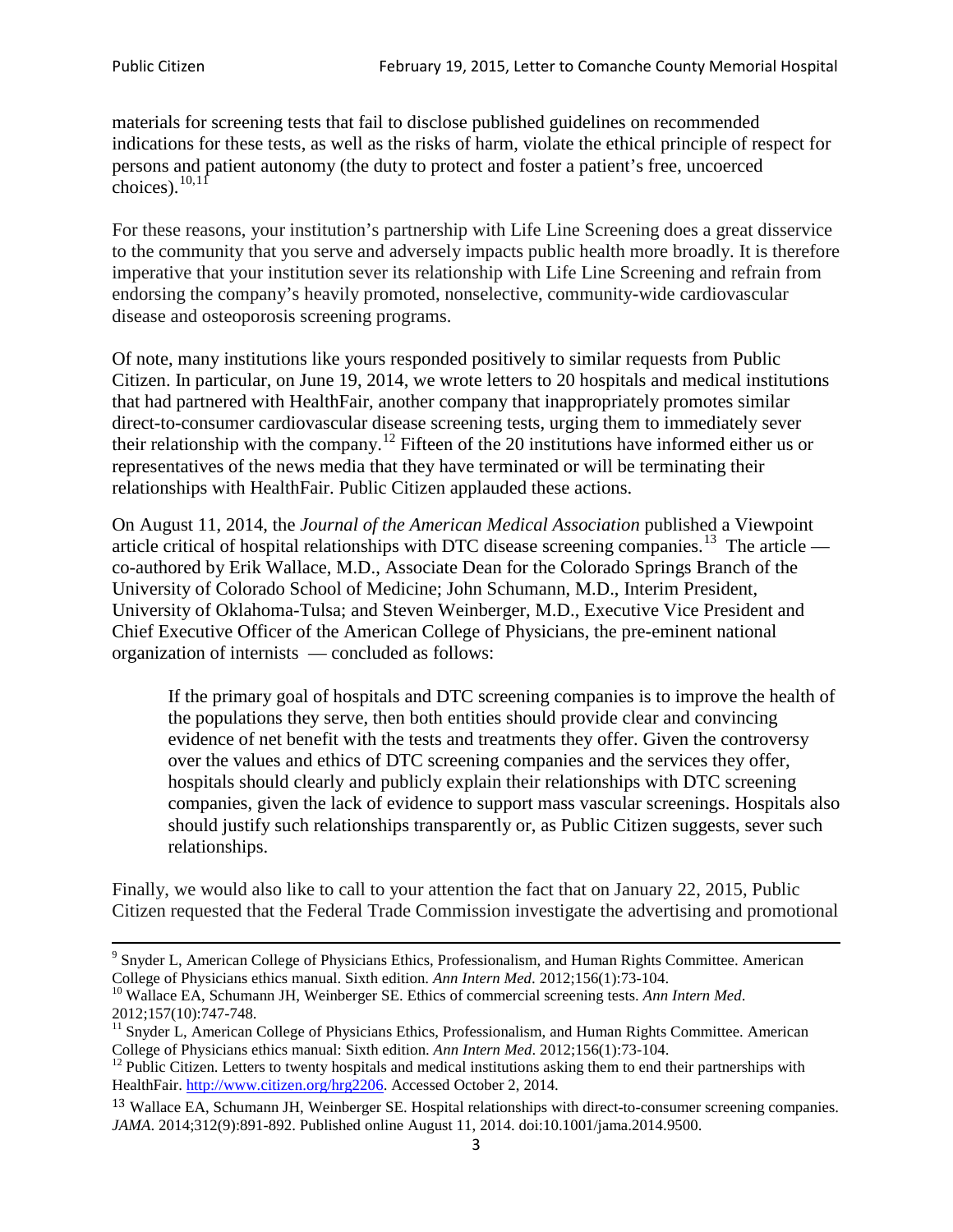materials for screening tests that fail to disclose published guidelines on recommended indications for these tests, as well as the risks of harm, violate the ethical principle of respect for persons and patient autonomy (the duty to protect and foster a patient's free, uncoerced choices).[10,11]

For these reasons, your institution's partnership with Life Line Screening does a great disservice to the community that you serve and adversely impacts public health more broadly. It is therefore imperative that your institution sever its relationship with Life Line Screening and refrain from endorsing the company's heavily promoted, nonselective, community-wide cardiovascular disease and osteoporosis screening programs.

Of note, many institutions like yours responded positively to similar requests from Public Citizen. In particular, on June 19, 2014, we wrote letters to 20 hospitals and medical institutions that had partnered with HealthFair, another company that inappropriately promotes similar direct-to-consumer cardiovascular disease screening tests, urging them to immediately sever their relationship with the company.[12] Fifteen of the 20 institutions have informed either us or representatives of the news media that they have terminated or will be terminating their relationships with HealthFair. Public Citizen applauded these actions.

On August 11, 2014, the *Journal of the American Medical Association* published a Viewpoint article critical of hospital relationships with DTC disease screening companies.[13] The article — co-authored by Erik Wallace, M.D., Associate Dean for the Colorado Springs Branch of the University of Colorado School of Medicine; John Schumann, M.D., Interim President, University of Oklahoma-Tulsa; and Steven Weinberger, M.D., Executive Vice President and Chief Executive Officer of the American College of Physicians, the pre-eminent national organization of internists — concluded as follows:

> If the primary goal of hospitals and DTC screening companies is to improve the health of the populations they serve, then both entities should provide clear and convincing evidence of net benefit with the tests and treatments they offer. Given the controversy over the values and ethics of DTC screening companies and the services they offer, hospitals should clearly and publicly explain their relationships with DTC screening companies, given the lack of evidence to support mass vascular screenings. Hospitals also should justify such relationships transparently or, as Public Citizen suggests, sever such relationships.

Finally, we would also like to call to your attention the fact that on January 22, 2015, Public Citizen requested that the Federal Trade Commission investigate the advertising and promotional

---

[9] Snyder L, American College of Physicians Ethics, Professionalism, and Human Rights Committee. American College of Physicians ethics manual. Sixth edition. *Ann Intern Med*. 2012;156(1):73-104.

[10] Wallace EA, Schumann JH, Weinberger SE. Ethics of commercial screening tests. *Ann Intern Med*. 2012;157(10):747-748.

[11] Snyder L, American College of Physicians Ethics, Professionalism, and Human Rights Committee. American College of Physicians ethics manual: Sixth edition. *Ann Intern Med*. 2012;156(1):73-104.

[12] Public Citizen. Letters to twenty hospitals and medical institutions asking them to end their partnerships with HealthFair. http://www.citizen.org/hrg2206. Accessed October 2, 2014.

[13] Wallace EA, Schumann JH, Weinberger SE. Hospital relationships with direct-to-consumer screening companies. *JAMA*. 2014;312(9):891-892. Published online August 11, 2014. doi:10.1001/jama.2014.9500.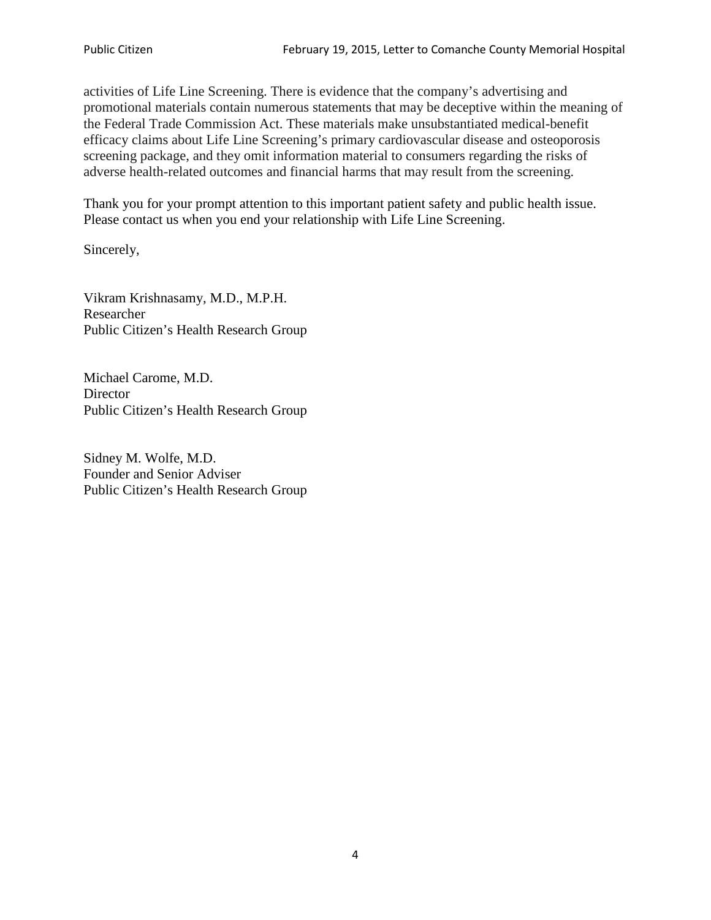activities of Life Line Screening. There is evidence that the company's advertising and promotional materials contain numerous statements that may be deceptive within the meaning of the Federal Trade Commission Act. These materials make unsubstantiated medical-benefit efficacy claims about Life Line Screening's primary cardiovascular disease and osteoporosis screening package, and they omit information material to consumers regarding the risks of adverse health-related outcomes and financial harms that may result from the screening.

Thank you for your prompt attention to this important patient safety and public health issue. Please contact us when you end your relationship with Life Line Screening.

Sincerely,

Vikram Krishnasamy, M.D., M.P.H.
Researcher
Public Citizen's Health Research Group

Michael Carome, M.D.
Director
Public Citizen's Health Research Group

Sidney M. Wolfe, M.D.
Founder and Senior Adviser
Public Citizen's Health Research Group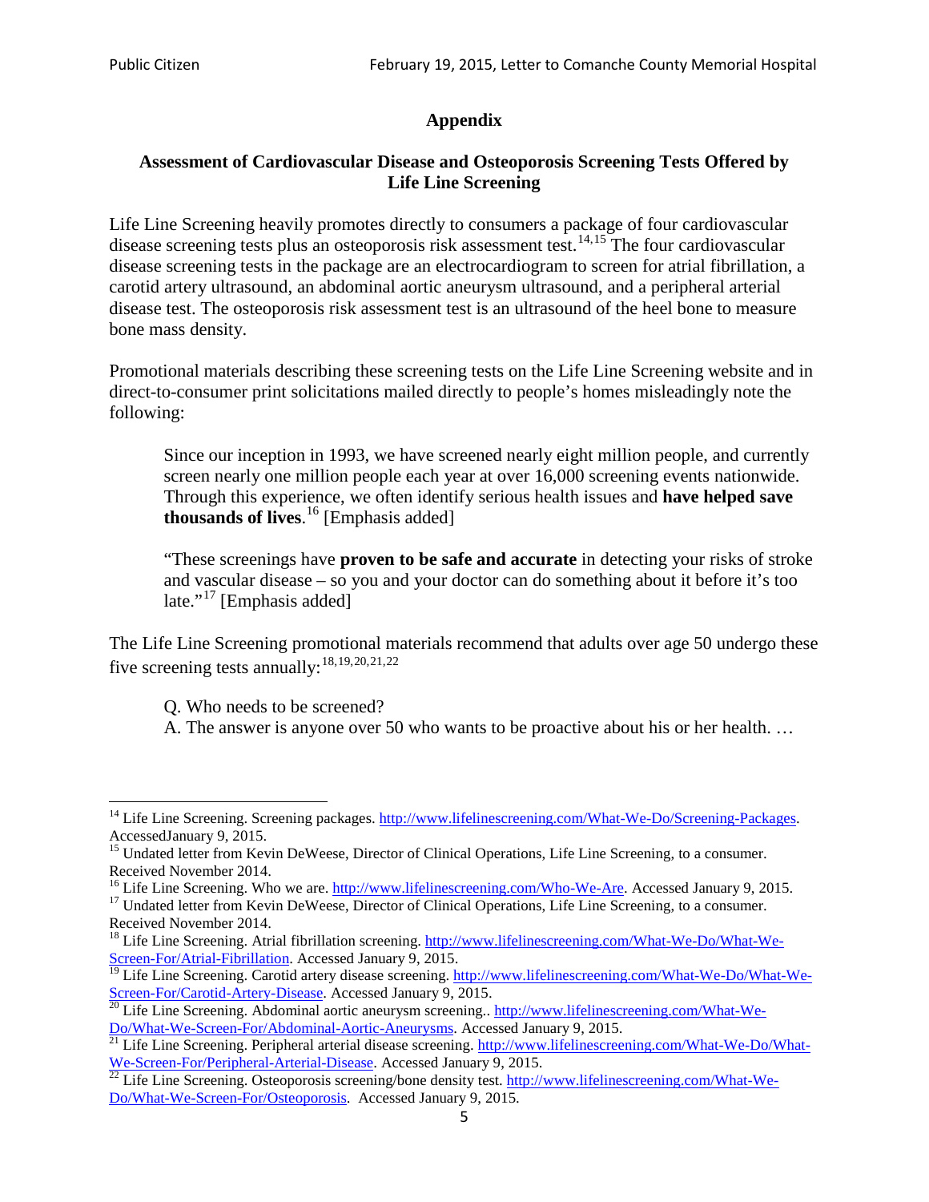## Appendix

### Assessment of Cardiovascular Disease and Osteoporosis Screening Tests Offered by Life Line Screening

Life Line Screening heavily promotes directly to consumers a package of four cardiovascular disease screening tests plus an osteoporosis risk assessment test.[14,15] The four cardiovascular disease screening tests in the package are an electrocardiogram to screen for atrial fibrillation, a carotid artery ultrasound, an abdominal aortic aneurysm ultrasound, and a peripheral arterial disease test. The osteoporosis risk assessment test is an ultrasound of the heel bone to measure bone mass density.

Promotional materials describing these screening tests on the Life Line Screening website and in direct-to-consumer print solicitations mailed directly to people's homes misleadingly note the following:

> Since our inception in 1993, we have screened nearly eight million people, and currently screen nearly one million people each year at over 16,000 screening events nationwide. Through this experience, we often identify serious health issues and **have helped save thousands of lives**.[16] [Emphasis added]
>
> "These screenings have **proven to be safe and accurate** in detecting your risks of stroke and vascular disease – so you and your doctor can do something about it before it's too late."[17] [Emphasis added]

The Life Line Screening promotional materials recommend that adults over age 50 undergo these five screening tests annually:[18,19,20,21,22]

> Q. Who needs to be screened?
> A. The answer is anyone over 50 who wants to be proactive about his or her health. …

---

[14] Life Line Screening. Screening packages. http://www.lifelinescreening.com/What-We-Do/Screening-Packages. AccessedJanuary 9, 2015.

[15] Undated letter from Kevin DeWeese, Director of Clinical Operations, Life Line Screening, to a consumer. Received November 2014.

[16] Life Line Screening. Who we are. http://www.lifelinescreening.com/Who-We-Are. Accessed January 9, 2015.

[17] Undated letter from Kevin DeWeese, Director of Clinical Operations, Life Line Screening, to a consumer. Received November 2014.

[18] Life Line Screening. Atrial fibrillation screening. http://www.lifelinescreening.com/What-We-Do/What-We-Screen-For/Atrial-Fibrillation. Accessed January 9, 2015.

[19] Life Line Screening. Carotid artery disease screening. http://www.lifelinescreening.com/What-We-Do/What-We-Screen-For/Carotid-Artery-Disease. Accessed January 9, 2015.

[20] Life Line Screening. Abdominal aortic aneurysm screening.. http://www.lifelinescreening.com/What-We-Do/What-We-Screen-For/Abdominal-Aortic-Aneurysms. Accessed January 9, 2015.

[21] Life Line Screening. Peripheral arterial disease screening. http://www.lifelinescreening.com/What-We-Do/What-We-Screen-For/Peripheral-Arterial-Disease. Accessed January 9, 2015.

[22] Life Line Screening. Osteoporosis screening/bone density test. http://www.lifelinescreening.com/What-We-Do/What-We-Screen-For/Osteoporosis. Accessed January 9, 2015.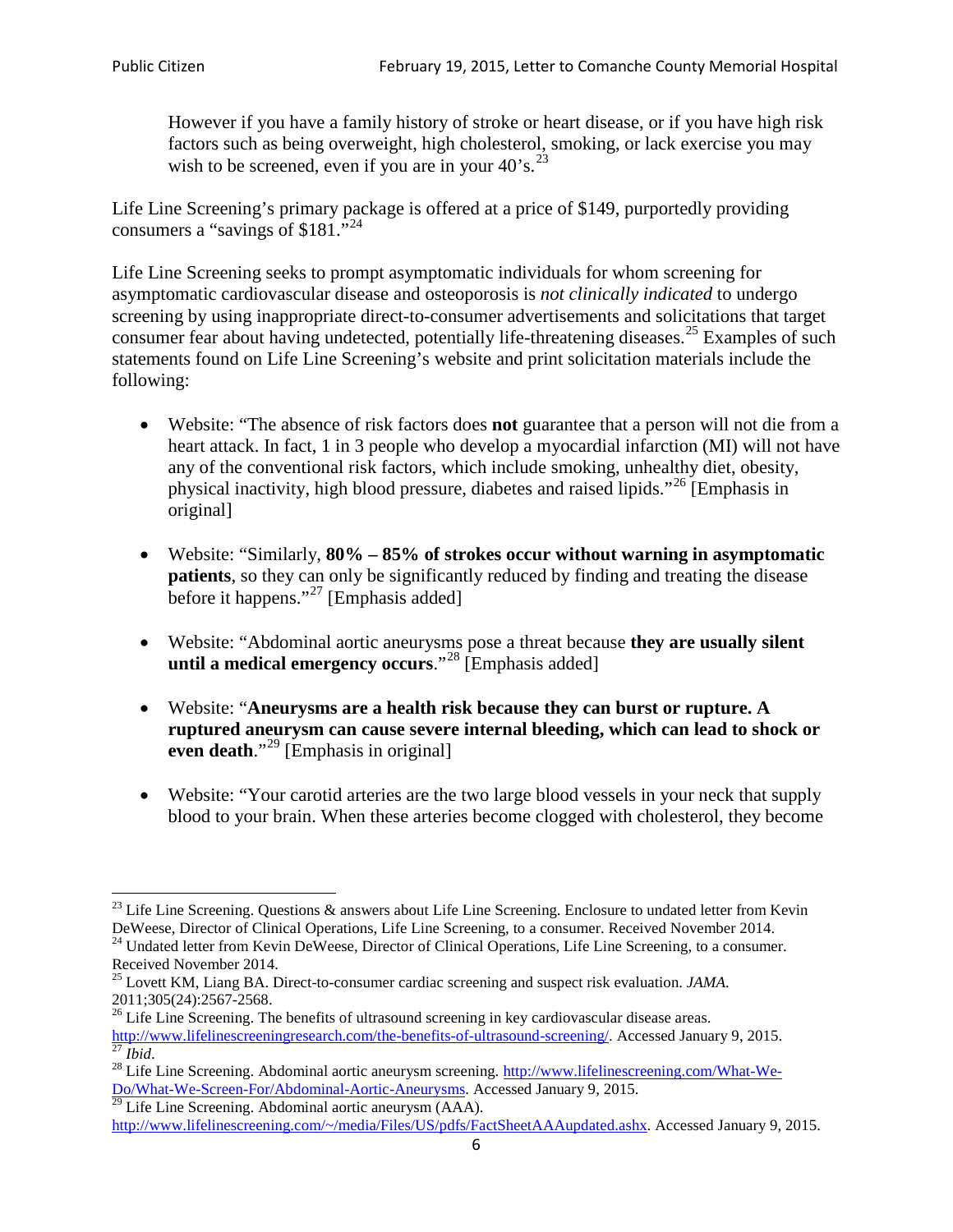> However if you have a family history of stroke or heart disease, or if you have high risk factors such as being overweight, high cholesterol, smoking, or lack exercise you may wish to be screened, even if you are in your 40's.[23]

Life Line Screening's primary package is offered at a price of $149, purportedly providing consumers a "savings of $181."[24]

Life Line Screening seeks to prompt asymptomatic individuals for whom screening for asymptomatic cardiovascular disease and osteoporosis is *not clinically indicated* to undergo screening by using inappropriate direct-to-consumer advertisements and solicitations that target consumer fear about having undetected, potentially life-threatening diseases.[25] Examples of such statements found on Life Line Screening's website and print solicitation materials include the following:

- Website: "The absence of risk factors does **not** guarantee that a person will not die from a heart attack. In fact, 1 in 3 people who develop a myocardial infarction (MI) will not have any of the conventional risk factors, which include smoking, unhealthy diet, obesity, physical inactivity, high blood pressure, diabetes and raised lipids."[26] [Emphasis in original]

- Website: "Similarly, **80% – 85% of strokes occur without warning in asymptomatic patients**, so they can only be significantly reduced by finding and treating the disease before it happens."[27] [Emphasis added]

- Website: "Abdominal aortic aneurysms pose a threat because **they are usually silent until a medical emergency occurs**."[28] [Emphasis added]

- Website: "**Aneurysms are a health risk because they can burst or rupture. A ruptured aneurysm can cause severe internal bleeding, which can lead to shock or even death**."[29] [Emphasis in original]

- Website: "Your carotid arteries are the two large blood vessels in your neck that supply blood to your brain. When these arteries become clogged with cholesterol, they become

---

[23] Life Line Screening. Questions & answers about Life Line Screening. Enclosure to undated letter from Kevin DeWeese, Director of Clinical Operations, Life Line Screening, to a consumer. Received November 2014.

[24] Undated letter from Kevin DeWeese, Director of Clinical Operations, Life Line Screening, to a consumer. Received November 2014.

[25] Lovett KM, Liang BA. Direct-to-consumer cardiac screening and suspect risk evaluation. *JAMA*. 2011;305(24):2567-2568.

[26] Life Line Screening. The benefits of ultrasound screening in key cardiovascular disease areas. http://www.lifelinescreeningresearch.com/the-benefits-of-ultrasound-screening/. Accessed January 9, 2015.

[27] *Ibid*.

[28] Life Line Screening. Abdominal aortic aneurysm screening. http://www.lifelinescreening.com/What-We-Do/What-We-Screen-For/Abdominal-Aortic-Aneurysms. Accessed January 9, 2015.

[29] Life Line Screening. Abdominal aortic aneurysm (AAA). http://www.lifelinescreening.com/~/media/Files/US/pdfs/FactSheetAAAupdated.ashx. Accessed January 9, 2015.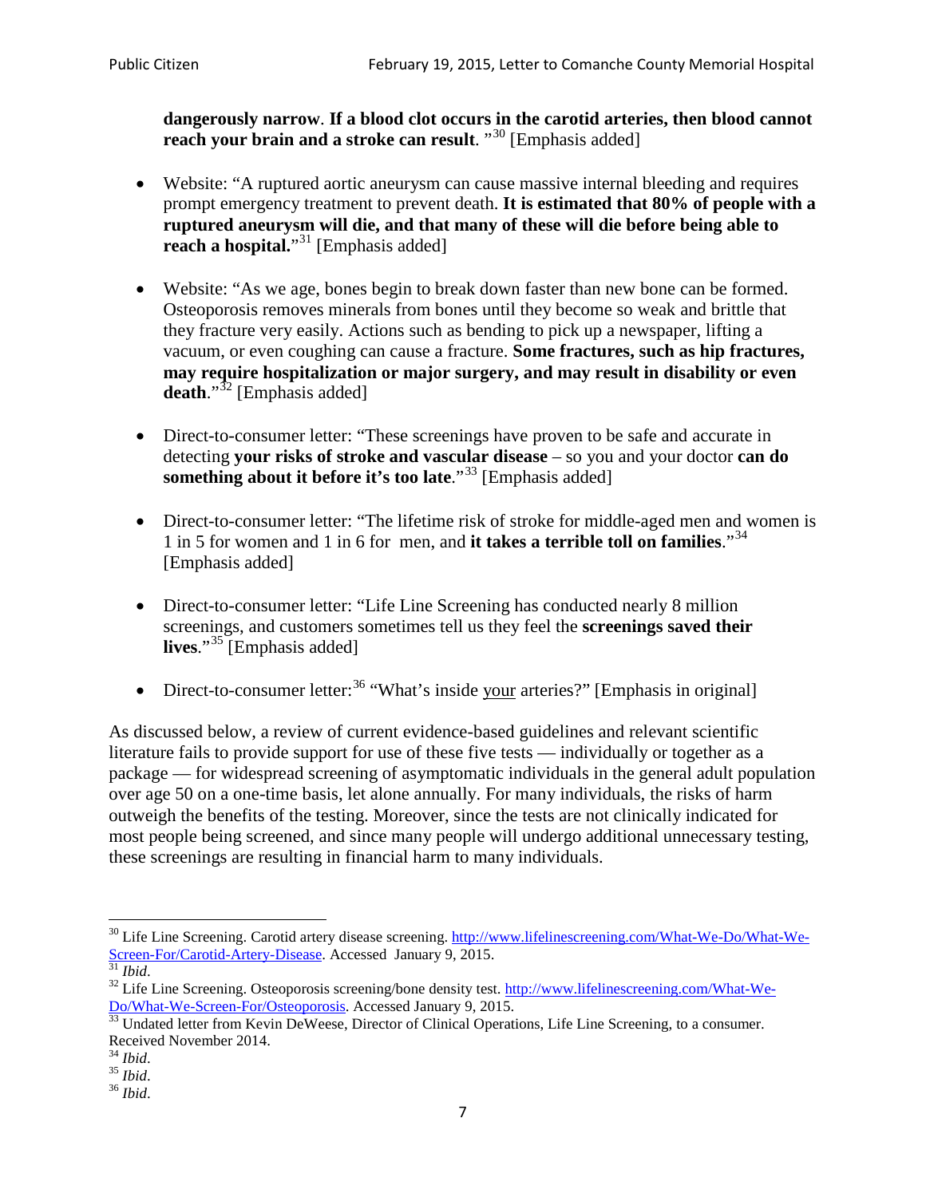**dangerously narrow**. **If a blood clot occurs in the carotid arteries, then blood cannot reach your brain and a stroke can result**. "[30] [Emphasis added]

- Website: "A ruptured aortic aneurysm can cause massive internal bleeding and requires prompt emergency treatment to prevent death. **It is estimated that 80% of people with a ruptured aneurysm will die, and that many of these will die before being able to reach a hospital.**"[31] [Emphasis added]

- Website: "As we age, bones begin to break down faster than new bone can be formed. Osteoporosis removes minerals from bones until they become so weak and brittle that they fracture very easily. Actions such as bending to pick up a newspaper, lifting a vacuum, or even coughing can cause a fracture. **Some fractures, such as hip fractures, may require hospitalization or major surgery, and may result in disability or even death**."[32] [Emphasis added]

- Direct-to-consumer letter: "These screenings have proven to be safe and accurate in detecting **your risks of stroke and vascular disease** – so you and your doctor **can do something about it before it's too late**."[33] [Emphasis added]

- Direct-to-consumer letter: "The lifetime risk of stroke for middle-aged men and women is 1 in 5 for women and 1 in 6 for men, and **it takes a terrible toll on families**."[34] [Emphasis added]

- Direct-to-consumer letter: "Life Line Screening has conducted nearly 8 million screenings, and customers sometimes tell us they feel the **screenings saved their lives**."[35] [Emphasis added]

- Direct-to-consumer letter:[36] "What's inside <u>your</u> arteries?" [Emphasis in original]

As discussed below, a review of current evidence-based guidelines and relevant scientific literature fails to provide support for use of these five tests — individually or together as a package — for widespread screening of asymptomatic individuals in the general adult population over age 50 on a one-time basis, let alone annually. For many individuals, the risks of harm outweigh the benefits of the testing. Moreover, since the tests are not clinically indicated for most people being screened, and since many people will undergo additional unnecessary testing, these screenings are resulting in financial harm to many individuals.

---

[30] Life Line Screening. Carotid artery disease screening. http://www.lifelinescreening.com/What-We-Do/What-We-Screen-For/Carotid-Artery-Disease. Accessed January 9, 2015.

[31] *Ibid*.

[32] Life Line Screening. Osteoporosis screening/bone density test. http://www.lifelinescreening.com/What-We-Do/What-We-Screen-For/Osteoporosis. Accessed January 9, 2015.

[33] Undated letter from Kevin DeWeese, Director of Clinical Operations, Life Line Screening, to a consumer. Received November 2014.

[34] *Ibid*.

[35] *Ibid*.

[36] *Ibid*.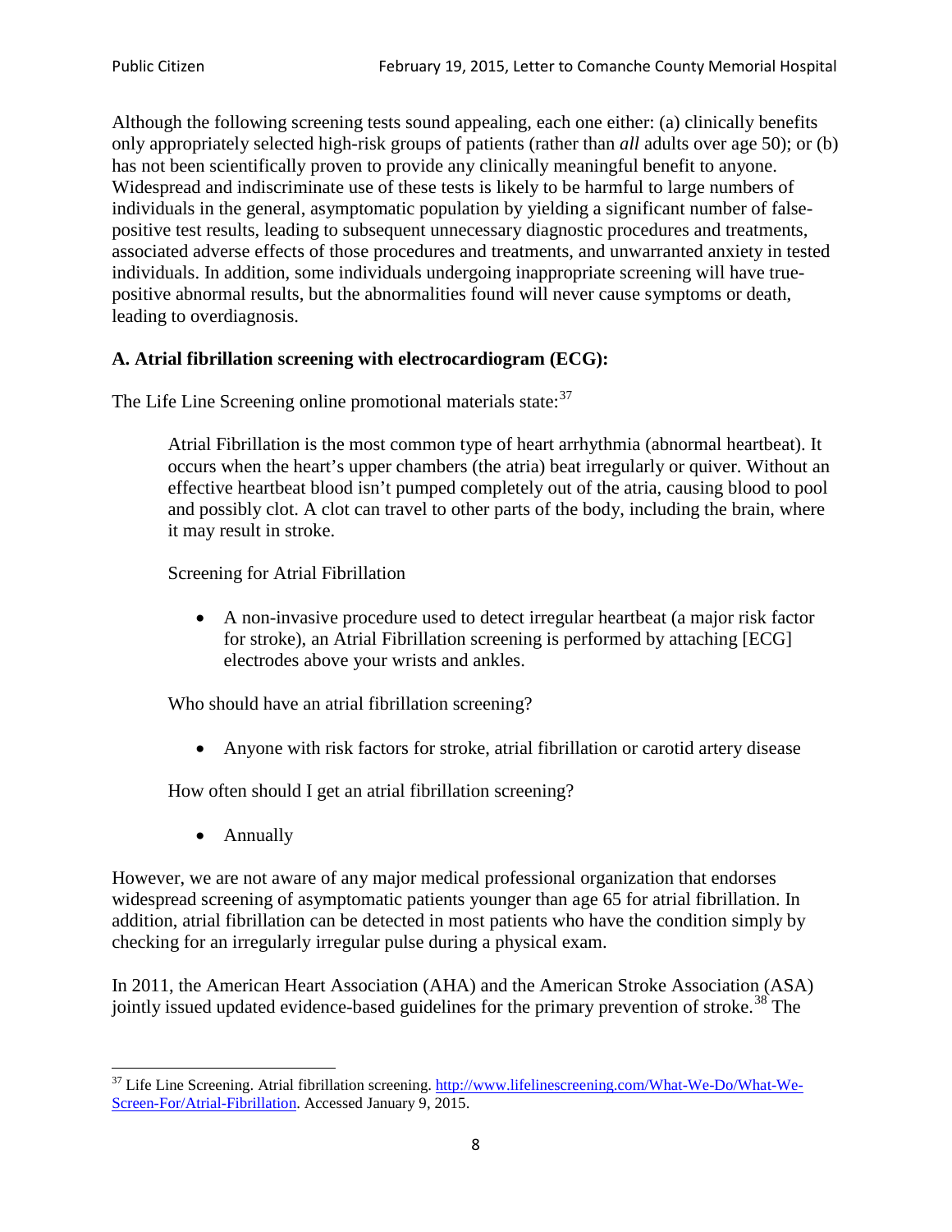Although the following screening tests sound appealing, each one either: (a) clinically benefits only appropriately selected high-risk groups of patients (rather than *all* adults over age 50); or (b) has not been scientifically proven to provide any clinically meaningful benefit to anyone. Widespread and indiscriminate use of these tests is likely to be harmful to large numbers of individuals in the general, asymptomatic population by yielding a significant number of false-positive test results, leading to subsequent unnecessary diagnostic procedures and treatments, associated adverse effects of those procedures and treatments, and unwarranted anxiety in tested individuals. In addition, some individuals undergoing inappropriate screening will have true-positive abnormal results, but the abnormalities found will never cause symptoms or death, leading to overdiagnosis.

**A. Atrial fibrillation screening with electrocardiogram (ECG):**

The Life Line Screening online promotional materials state:[37]

> Atrial Fibrillation is the most common type of heart arrhythmia (abnormal heartbeat). It occurs when the heart's upper chambers (the atria) beat irregularly or quiver. Without an effective heartbeat blood isn't pumped completely out of the atria, causing blood to pool and possibly clot. A clot can travel to other parts of the body, including the brain, where it may result in stroke.
>
> Screening for Atrial Fibrillation
>
> - A non-invasive procedure used to detect irregular heartbeat (a major risk factor for stroke), an Atrial Fibrillation screening is performed by attaching [ECG] electrodes above your wrists and ankles.
>
> Who should have an atrial fibrillation screening?
>
> - Anyone with risk factors for stroke, atrial fibrillation or carotid artery disease
>
> How often should I get an atrial fibrillation screening?
>
> - Annually

However, we are not aware of any major medical professional organization that endorses widespread screening of asymptomatic patients younger than age 65 for atrial fibrillation. In addition, atrial fibrillation can be detected in most patients who have the condition simply by checking for an irregularly irregular pulse during a physical exam.

In 2011, the American Heart Association (AHA) and the American Stroke Association (ASA) jointly issued updated evidence-based guidelines for the primary prevention of stroke.[38] The

[37] Life Line Screening. Atrial fibrillation screening. http://www.lifelinescreening.com/What-We-Do/What-We-Screen-For/Atrial-Fibrillation. Accessed January 9, 2015.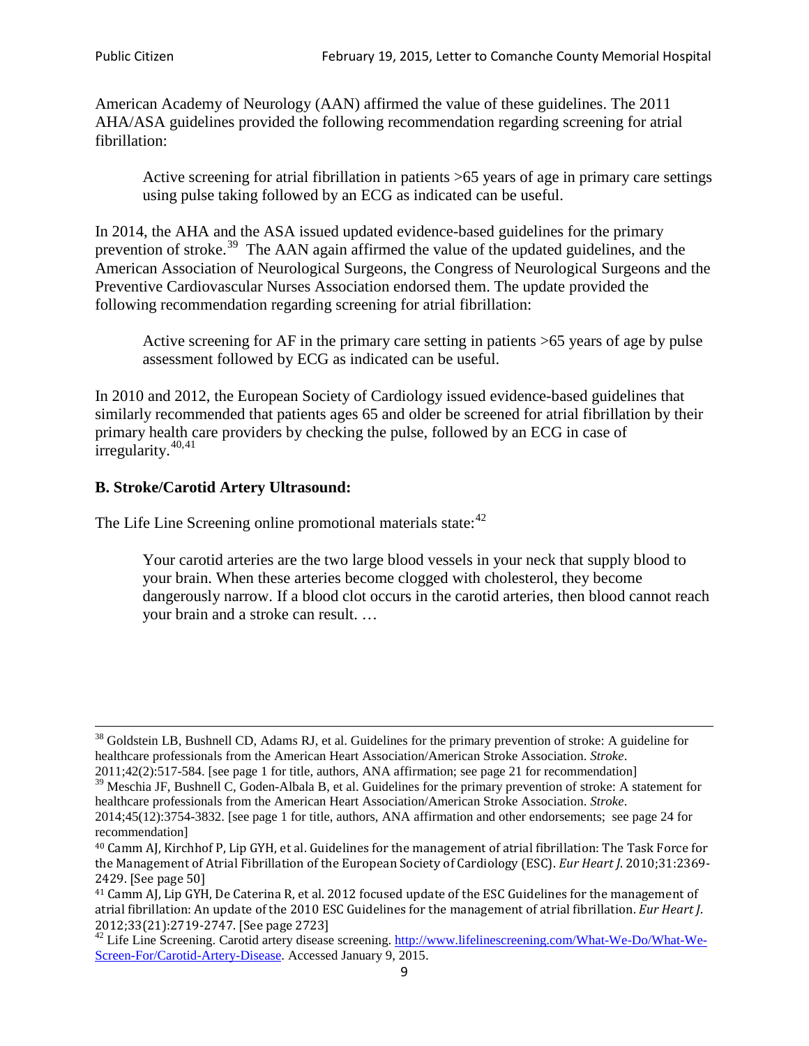American Academy of Neurology (AAN) affirmed the value of these guidelines. The 2011 AHA/ASA guidelines provided the following recommendation regarding screening for atrial fibrillation:

> Active screening for atrial fibrillation in patients >65 years of age in primary care settings using pulse taking followed by an ECG as indicated can be useful.

In 2014, the AHA and the ASA issued updated evidence-based guidelines for the primary prevention of stroke.[39] The AAN again affirmed the value of the updated guidelines, and the American Association of Neurological Surgeons, the Congress of Neurological Surgeons and the Preventive Cardiovascular Nurses Association endorsed them. The update provided the following recommendation regarding screening for atrial fibrillation:

> Active screening for AF in the primary care setting in patients >65 years of age by pulse assessment followed by ECG as indicated can be useful.

In 2010 and 2012, the European Society of Cardiology issued evidence-based guidelines that similarly recommended that patients ages 65 and older be screened for atrial fibrillation by their primary health care providers by checking the pulse, followed by an ECG in case of irregularity.[40,41]

### B. Stroke/Carotid Artery Ultrasound:

The Life Line Screening online promotional materials state:[42]

> Your carotid arteries are the two large blood vessels in your neck that supply blood to your brain. When these arteries become clogged with cholesterol, they become dangerously narrow. If a blood clot occurs in the carotid arteries, then blood cannot reach your brain and a stroke can result. …

---

[38] Goldstein LB, Bushnell CD, Adams RJ, et al. Guidelines for the primary prevention of stroke: A guideline for healthcare professionals from the American Heart Association/American Stroke Association. *Stroke*. 2011;42(2):517-584. [see page 1 for title, authors, ANA affirmation; see page 21 for recommendation]

[39] Meschia JF, Bushnell C, Goden-Albala B, et al. Guidelines for the primary prevention of stroke: A statement for healthcare professionals from the American Heart Association/American Stroke Association. *Stroke*. 2014;45(12):3754-3832. [see page 1 for title, authors, ANA affirmation and other endorsements; see page 24 for recommendation]

[40] Camm AJ, Kirchhof P, Lip GYH, et al. Guidelines for the management of atrial fibrillation: The Task Force for the Management of Atrial Fibrillation of the European Society of Cardiology (ESC). *Eur Heart J*. 2010;31:2369-2429. [See page 50]

[41] Camm AJ, Lip GYH, De Caterina R, et al. 2012 focused update of the ESC Guidelines for the management of atrial fibrillation: An update of the 2010 ESC Guidelines for the management of atrial fibrillation. *Eur Heart J*. 2012;33(21):2719-2747. [See page 2723]

[42] Life Line Screening. Carotid artery disease screening. http://www.lifelinescreening.com/What-We-Do/What-We-Screen-For/Carotid-Artery-Disease. Accessed January 9, 2015.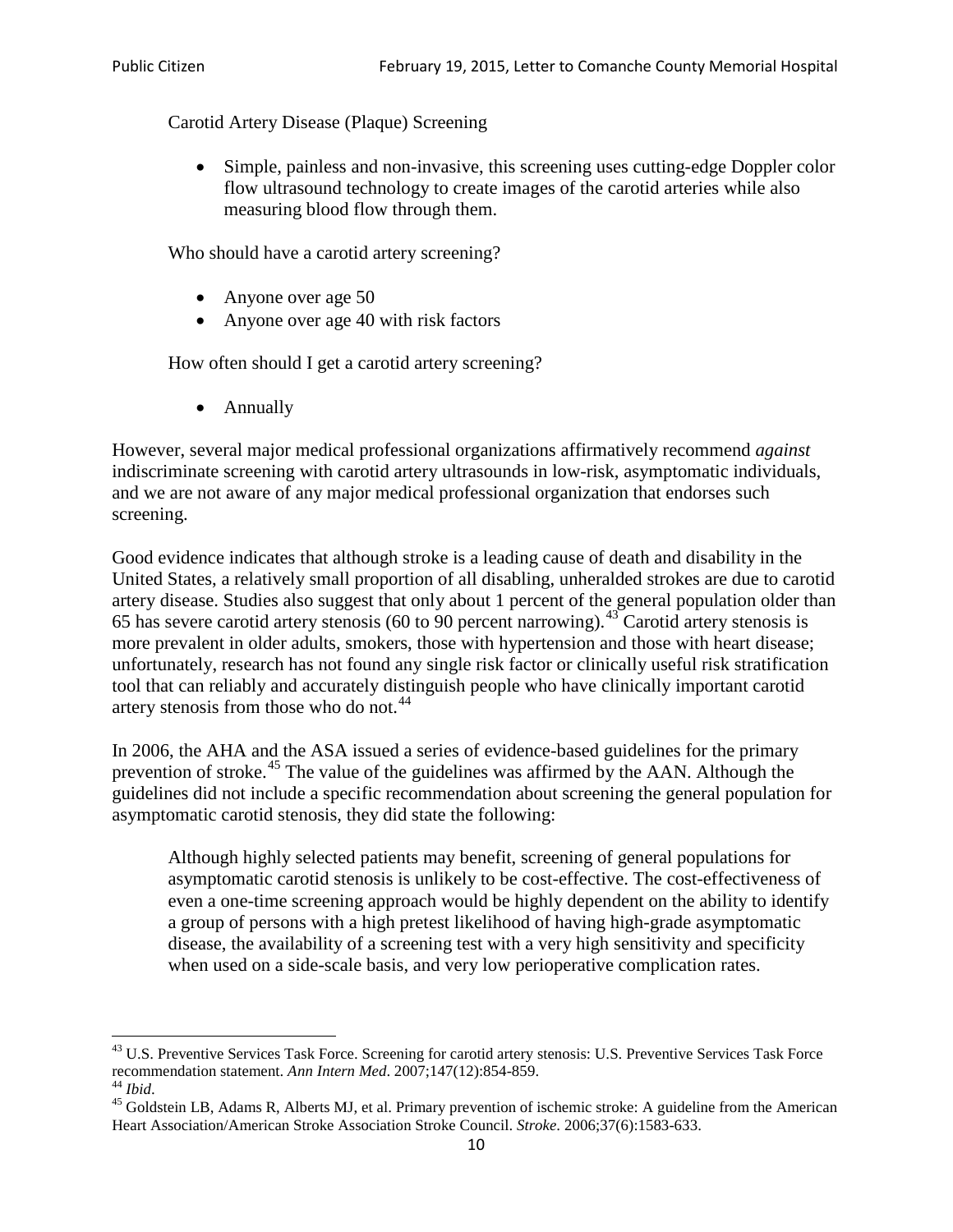Carotid Artery Disease (Plaque) Screening

- Simple, painless and non-invasive, this screening uses cutting-edge Doppler color flow ultrasound technology to create images of the carotid arteries while also measuring blood flow through them.

Who should have a carotid artery screening?

- Anyone over age 50
- Anyone over age 40 with risk factors

How often should I get a carotid artery screening?

- Annually

However, several major medical professional organizations affirmatively recommend *against* indiscriminate screening with carotid artery ultrasounds in low-risk, asymptomatic individuals, and we are not aware of any major medical professional organization that endorses such screening.

Good evidence indicates that although stroke is a leading cause of death and disability in the United States, a relatively small proportion of all disabling, unheralded strokes are due to carotid artery disease. Studies also suggest that only about 1 percent of the general population older than 65 has severe carotid artery stenosis (60 to 90 percent narrowing).[43] Carotid artery stenosis is more prevalent in older adults, smokers, those with hypertension and those with heart disease; unfortunately, research has not found any single risk factor or clinically useful risk stratification tool that can reliably and accurately distinguish people who have clinically important carotid artery stenosis from those who do not.[44]

In 2006, the AHA and the ASA issued a series of evidence-based guidelines for the primary prevention of stroke.[45] The value of the guidelines was affirmed by the AAN. Although the guidelines did not include a specific recommendation about screening the general population for asymptomatic carotid stenosis, they did state the following:

> Although highly selected patients may benefit, screening of general populations for asymptomatic carotid stenosis is unlikely to be cost-effective. The cost-effectiveness of even a one-time screening approach would be highly dependent on the ability to identify a group of persons with a high pretest likelihood of having high-grade asymptomatic disease, the availability of a screening test with a very high sensitivity and specificity when used on a side-scale basis, and very low perioperative complication rates.

---

[43] U.S. Preventive Services Task Force. Screening for carotid artery stenosis: U.S. Preventive Services Task Force recommendation statement. *Ann Intern Med*. 2007;147(12):854-859.

[44] *Ibid*.

[45] Goldstein LB, Adams R, Alberts MJ, et al. Primary prevention of ischemic stroke: A guideline from the American Heart Association/American Stroke Association Stroke Council. *Stroke*. 2006;37(6):1583-633.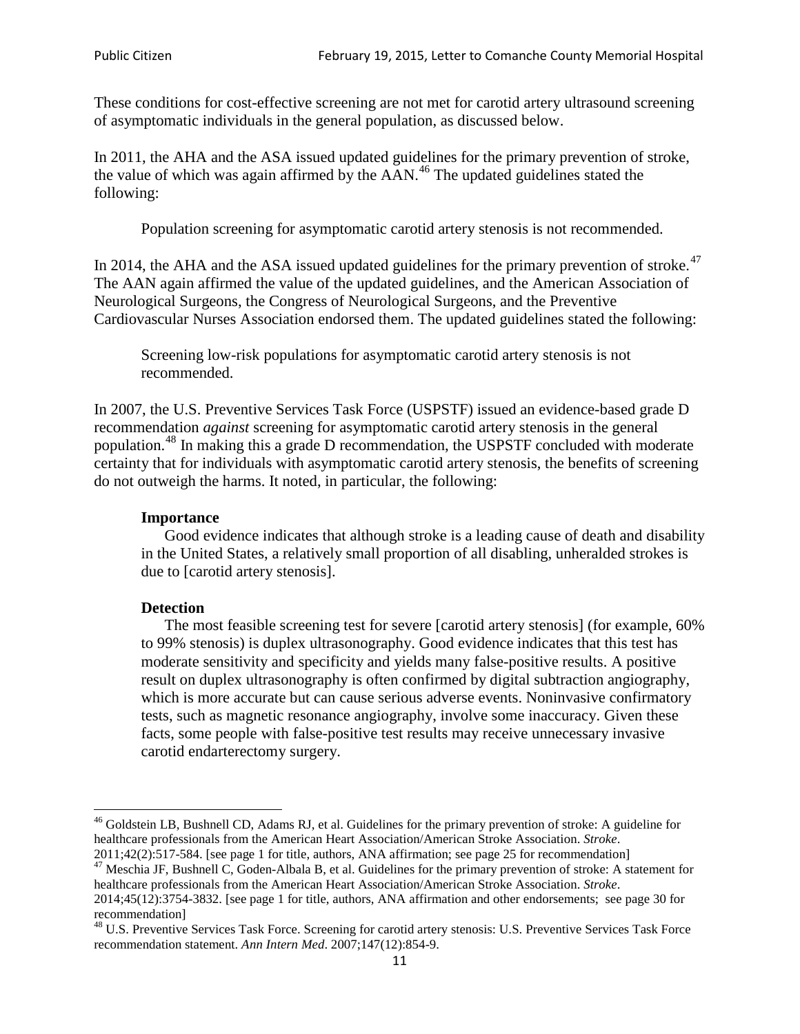These conditions for cost-effective screening are not met for carotid artery ultrasound screening of asymptomatic individuals in the general population, as discussed below.

In 2011, the AHA and the ASA issued updated guidelines for the primary prevention of stroke, the value of which was again affirmed by the AAN.[46] The updated guidelines stated the following:

> Population screening for asymptomatic carotid artery stenosis is not recommended.

In 2014, the AHA and the ASA issued updated guidelines for the primary prevention of stroke.[47] The AAN again affirmed the value of the updated guidelines, and the American Association of Neurological Surgeons, the Congress of Neurological Surgeons, and the Preventive Cardiovascular Nurses Association endorsed them. The updated guidelines stated the following:

> Screening low-risk populations for asymptomatic carotid artery stenosis is not recommended.

In 2007, the U.S. Preventive Services Task Force (USPSTF) issued an evidence-based grade D recommendation *against* screening for asymptomatic carotid artery stenosis in the general population.[48] In making this a grade D recommendation, the USPSTF concluded with moderate certainty that for individuals with asymptomatic carotid artery stenosis, the benefits of screening do not outweigh the harms. It noted, in particular, the following:

> **Importance**
>
> Good evidence indicates that although stroke is a leading cause of death and disability in the United States, a relatively small proportion of all disabling, unheralded strokes is due to [carotid artery stenosis].
>
> **Detection**
>
> The most feasible screening test for severe [carotid artery stenosis] (for example, 60% to 99% stenosis) is duplex ultrasonography. Good evidence indicates that this test has moderate sensitivity and specificity and yields many false-positive results. A positive result on duplex ultrasonography is often confirmed by digital subtraction angiography, which is more accurate but can cause serious adverse events. Noninvasive confirmatory tests, such as magnetic resonance angiography, involve some inaccuracy. Given these facts, some people with false-positive test results may receive unnecessary invasive carotid endarterectomy surgery.

---

[46] Goldstein LB, Bushnell CD, Adams RJ, et al. Guidelines for the primary prevention of stroke: A guideline for healthcare professionals from the American Heart Association/American Stroke Association. *Stroke*. 2011;42(2):517-584. [see page 1 for title, authors, ANA affirmation; see page 25 for recommendation]

[47] Meschia JF, Bushnell C, Goden-Albala B, et al. Guidelines for the primary prevention of stroke: A statement for healthcare professionals from the American Heart Association/American Stroke Association. *Stroke*. 2014;45(12):3754-3832. [see page 1 for title, authors, ANA affirmation and other endorsements; see page 30 for recommendation]

[48] U.S. Preventive Services Task Force. Screening for carotid artery stenosis: U.S. Preventive Services Task Force recommendation statement. *Ann Intern Med*. 2007;147(12):854-9.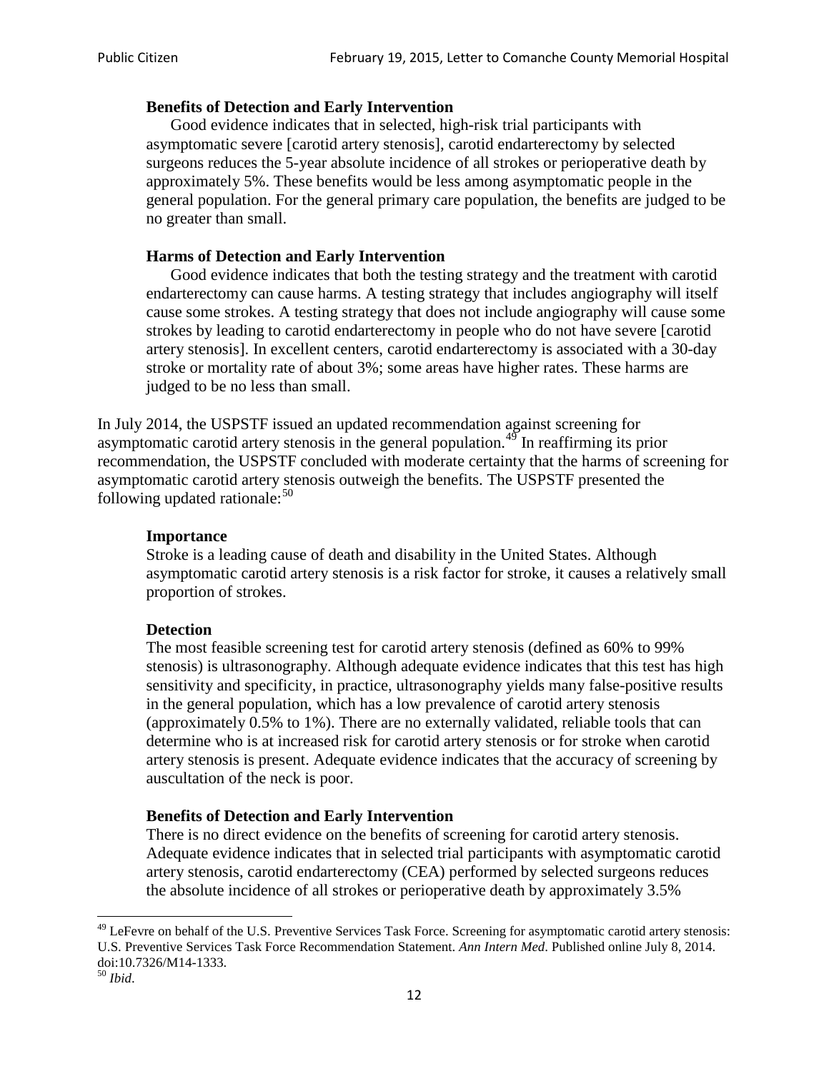> **Benefits of Detection and Early Intervention**
>
> Good evidence indicates that in selected, high-risk trial participants with asymptomatic severe [carotid artery stenosis], carotid endarterectomy by selected surgeons reduces the 5-year absolute incidence of all strokes or perioperative death by approximately 5%. These benefits would be less among asymptomatic people in the general population. For the general primary care population, the benefits are judged to be no greater than small.
>
> **Harms of Detection and Early Intervention**
>
> Good evidence indicates that both the testing strategy and the treatment with carotid endarterectomy can cause harms. A testing strategy that includes angiography will itself cause some strokes. A testing strategy that does not include angiography will cause some strokes by leading to carotid endarterectomy in people who do not have severe [carotid artery stenosis]. In excellent centers, carotid endarterectomy is associated with a 30-day stroke or mortality rate of about 3%; some areas have higher rates. These harms are judged to be no less than small.

In July 2014, the USPSTF issued an updated recommendation against screening for asymptomatic carotid artery stenosis in the general population.[49] In reaffirming its prior recommendation, the USPSTF concluded with moderate certainty that the harms of screening for asymptomatic carotid artery stenosis outweigh the benefits. The USPSTF presented the following updated rationale:[50]

> **Importance**
>
> Stroke is a leading cause of death and disability in the United States. Although asymptomatic carotid artery stenosis is a risk factor for stroke, it causes a relatively small proportion of strokes.
>
> **Detection**
>
> The most feasible screening test for carotid artery stenosis (defined as 60% to 99% stenosis) is ultrasonography. Although adequate evidence indicates that this test has high sensitivity and specificity, in practice, ultrasonography yields many false-positive results in the general population, which has a low prevalence of carotid artery stenosis (approximately 0.5% to 1%). There are no externally validated, reliable tools that can determine who is at increased risk for carotid artery stenosis or for stroke when carotid artery stenosis is present. Adequate evidence indicates that the accuracy of screening by auscultation of the neck is poor.
>
> **Benefits of Detection and Early Intervention**
>
> There is no direct evidence on the benefits of screening for carotid artery stenosis. Adequate evidence indicates that in selected trial participants with asymptomatic carotid artery stenosis, carotid endarterectomy (CEA) performed by selected surgeons reduces the absolute incidence of all strokes or perioperative death by approximately 3.5%

---

[49] LeFevre on behalf of the U.S. Preventive Services Task Force. Screening for asymptomatic carotid artery stenosis: U.S. Preventive Services Task Force Recommendation Statement. *Ann Intern Med*. Published online July 8, 2014. doi:10.7326/M14-1333.

[50] *Ibid*.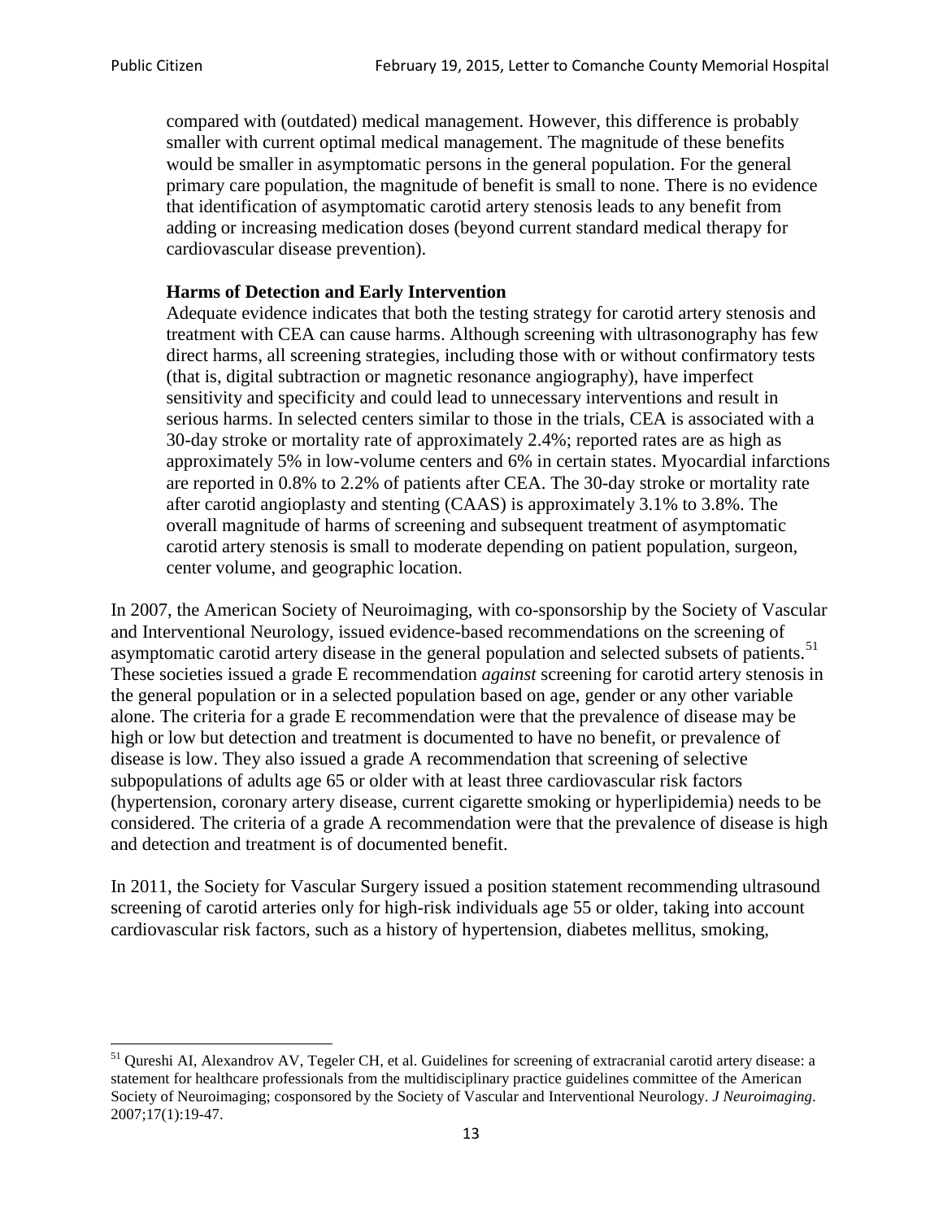> compared with (outdated) medical management. However, this difference is probably smaller with current optimal medical management. The magnitude of these benefits would be smaller in asymptomatic persons in the general population. For the general primary care population, the magnitude of benefit is small to none. There is no evidence that identification of asymptomatic carotid artery stenosis leads to any benefit from adding or increasing medication doses (beyond current standard medical therapy for cardiovascular disease prevention).
>
> **Harms of Detection and Early Intervention**
>
> Adequate evidence indicates that both the testing strategy for carotid artery stenosis and treatment with CEA can cause harms. Although screening with ultrasonography has few direct harms, all screening strategies, including those with or without confirmatory tests (that is, digital subtraction or magnetic resonance angiography), have imperfect sensitivity and specificity and could lead to unnecessary interventions and result in serious harms. In selected centers similar to those in the trials, CEA is associated with a 30-day stroke or mortality rate of approximately 2.4%; reported rates are as high as approximately 5% in low-volume centers and 6% in certain states. Myocardial infarctions are reported in 0.8% to 2.2% of patients after CEA. The 30-day stroke or mortality rate after carotid angioplasty and stenting (CAAS) is approximately 3.1% to 3.8%. The overall magnitude of harms of screening and subsequent treatment of asymptomatic carotid artery stenosis is small to moderate depending on patient population, surgeon, center volume, and geographic location.

In 2007, the American Society of Neuroimaging, with co-sponsorship by the Society of Vascular and Interventional Neurology, issued evidence-based recommendations on the screening of asymptomatic carotid artery disease in the general population and selected subsets of patients.[51] These societies issued a grade E recommendation *against* screening for carotid artery stenosis in the general population or in a selected population based on age, gender or any other variable alone. The criteria for a grade E recommendation were that the prevalence of disease may be high or low but detection and treatment is documented to have no benefit, or prevalence of disease is low. They also issued a grade A recommendation that screening of selective subpopulations of adults age 65 or older with at least three cardiovascular risk factors (hypertension, coronary artery disease, current cigarette smoking or hyperlipidemia) needs to be considered. The criteria of a grade A recommendation were that the prevalence of disease is high and detection and treatment is of documented benefit.

In 2011, the Society for Vascular Surgery issued a position statement recommending ultrasound screening of carotid arteries only for high-risk individuals age 55 or older, taking into account cardiovascular risk factors, such as a history of hypertension, diabetes mellitus, smoking,

[51] Qureshi AI, Alexandrov AV, Tegeler CH, et al. Guidelines for screening of extracranial carotid artery disease: a statement for healthcare professionals from the multidisciplinary practice guidelines committee of the American Society of Neuroimaging; cosponsored by the Society of Vascular and Interventional Neurology. *J Neuroimaging*. 2007;17(1):19-47.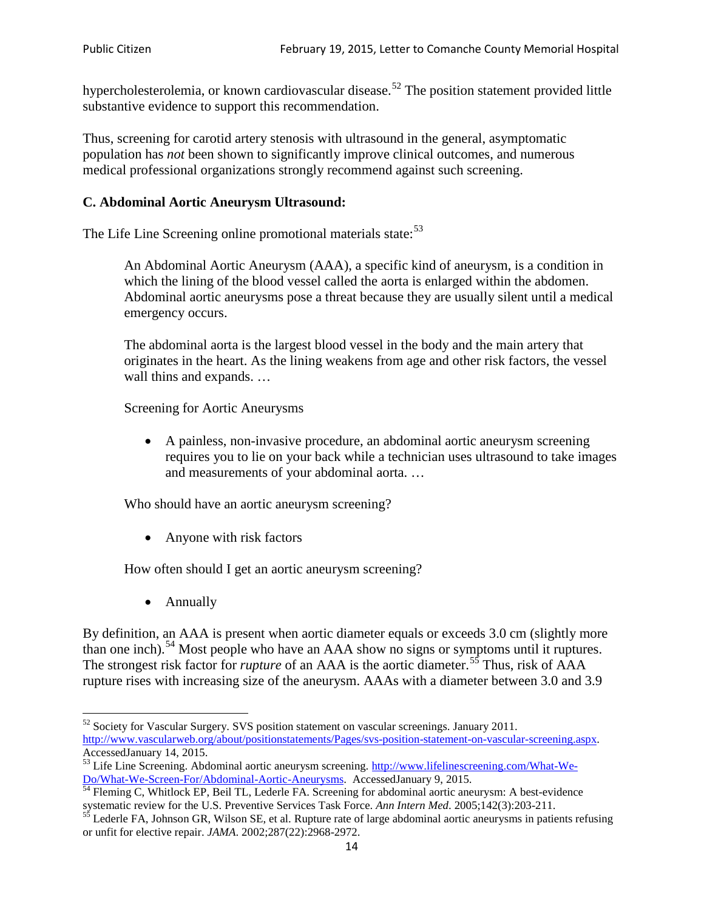hypercholesterolemia, or known cardiovascular disease.[52] The position statement provided little substantive evidence to support this recommendation.

Thus, screening for carotid artery stenosis with ultrasound in the general, asymptomatic population has *not* been shown to significantly improve clinical outcomes, and numerous medical professional organizations strongly recommend against such screening.

### C. Abdominal Aortic Aneurysm Ultrasound:

The Life Line Screening online promotional materials state:[53]

> An Abdominal Aortic Aneurysm (AAA), a specific kind of aneurysm, is a condition in which the lining of the blood vessel called the aorta is enlarged within the abdomen. Abdominal aortic aneurysms pose a threat because they are usually silent until a medical emergency occurs.
>
> The abdominal aorta is the largest blood vessel in the body and the main artery that originates in the heart. As the lining weakens from age and other risk factors, the vessel wall thins and expands. …
>
> Screening for Aortic Aneurysms
>
> - A painless, non-invasive procedure, an abdominal aortic aneurysm screening requires you to lie on your back while a technician uses ultrasound to take images and measurements of your abdominal aorta. …
>
> Who should have an aortic aneurysm screening?
>
> - Anyone with risk factors
>
> How often should I get an aortic aneurysm screening?
>
> - Annually

By definition, an AAA is present when aortic diameter equals or exceeds 3.0 cm (slightly more than one inch).[54] Most people who have an AAA show no signs or symptoms until it ruptures. The strongest risk factor for *rupture* of an AAA is the aortic diameter.[55] Thus, risk of AAA rupture rises with increasing size of the aneurysm. AAAs with a diameter between 3.0 and 3.9

---

[52] Society for Vascular Surgery. SVS position statement on vascular screenings. January 2011. http://www.vascularweb.org/about/positionstatements/Pages/svs-position-statement-on-vascular-screening.aspx. AccessedJanuary 14, 2015.

[53] Life Line Screening. Abdominal aortic aneurysm screening. http://www.lifelinescreening.com/What-We-Do/What-We-Screen-For/Abdominal-Aortic-Aneurysms. AccessedJanuary 9, 2015.

[54] Fleming C, Whitlock EP, Beil TL, Lederle FA. Screening for abdominal aortic aneurysm: A best-evidence systematic review for the U.S. Preventive Services Task Force. *Ann Intern Med*. 2005;142(3):203-211.

[55] Lederle FA, Johnson GR, Wilson SE, et al. Rupture rate of large abdominal aortic aneurysms in patients refusing or unfit for elective repair. *JAMA*. 2002;287(22):2968-2972.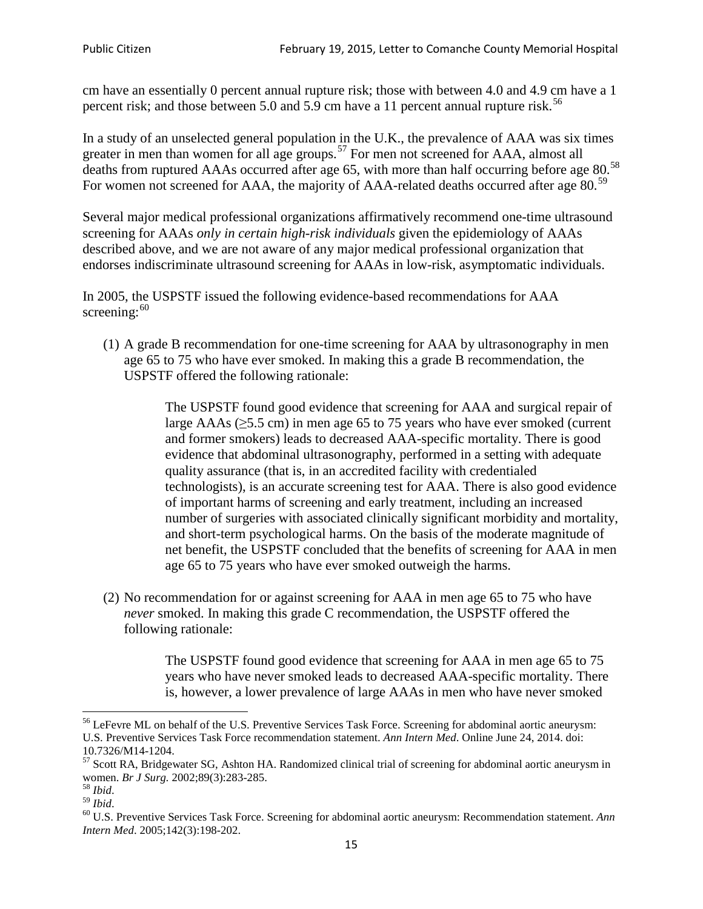cm have an essentially 0 percent annual rupture risk; those with between 4.0 and 4.9 cm have a 1 percent risk; and those between 5.0 and 5.9 cm have a 11 percent annual rupture risk.[56]

In a study of an unselected general population in the U.K., the prevalence of AAA was six times greater in men than women for all age groups.[57] For men not screened for AAA, almost all deaths from ruptured AAAs occurred after age 65, with more than half occurring before age 80.[58] For women not screened for AAA, the majority of AAA-related deaths occurred after age 80.[59]

Several major medical professional organizations affirmatively recommend one-time ultrasound screening for AAAs *only in certain high-risk individuals* given the epidemiology of AAAs described above, and we are not aware of any major medical professional organization that endorses indiscriminate ultrasound screening for AAAs in low-risk, asymptomatic individuals.

In 2005, the USPSTF issued the following evidence-based recommendations for AAA screening:[60]

(1) A grade B recommendation for one-time screening for AAA by ultrasonography in men age 65 to 75 who have ever smoked. In making this a grade B recommendation, the USPSTF offered the following rationale:

> The USPSTF found good evidence that screening for AAA and surgical repair of large AAAs (≥5.5 cm) in men age 65 to 75 years who have ever smoked (current and former smokers) leads to decreased AAA-specific mortality. There is good evidence that abdominal ultrasonography, performed in a setting with adequate quality assurance (that is, in an accredited facility with credentialed technologists), is an accurate screening test for AAA. There is also good evidence of important harms of screening and early treatment, including an increased number of surgeries with associated clinically significant morbidity and mortality, and short-term psychological harms. On the basis of the moderate magnitude of net benefit, the USPSTF concluded that the benefits of screening for AAA in men age 65 to 75 years who have ever smoked outweigh the harms.

(2) No recommendation for or against screening for AAA in men age 65 to 75 who have *never* smoked. In making this grade C recommendation, the USPSTF offered the following rationale:

> The USPSTF found good evidence that screening for AAA in men age 65 to 75 years who have never smoked leads to decreased AAA-specific mortality. There is, however, a lower prevalence of large AAAs in men who have never smoked

---

[56] LeFevre ML on behalf of the U.S. Preventive Services Task Force. Screening for abdominal aortic aneurysm: U.S. Preventive Services Task Force recommendation statement. *Ann Intern Med*. Online June 24, 2014. doi: 10.7326/M14-1204.

[57] Scott RA, Bridgewater SG, Ashton HA. Randomized clinical trial of screening for abdominal aortic aneurysm in women. *Br J Surg.* 2002;89(3):283-285.

[58] *Ibid*.

[59] *Ibid*.

[60] U.S. Preventive Services Task Force. Screening for abdominal aortic aneurysm: Recommendation statement. *Ann Intern Med*. 2005;142(3):198-202.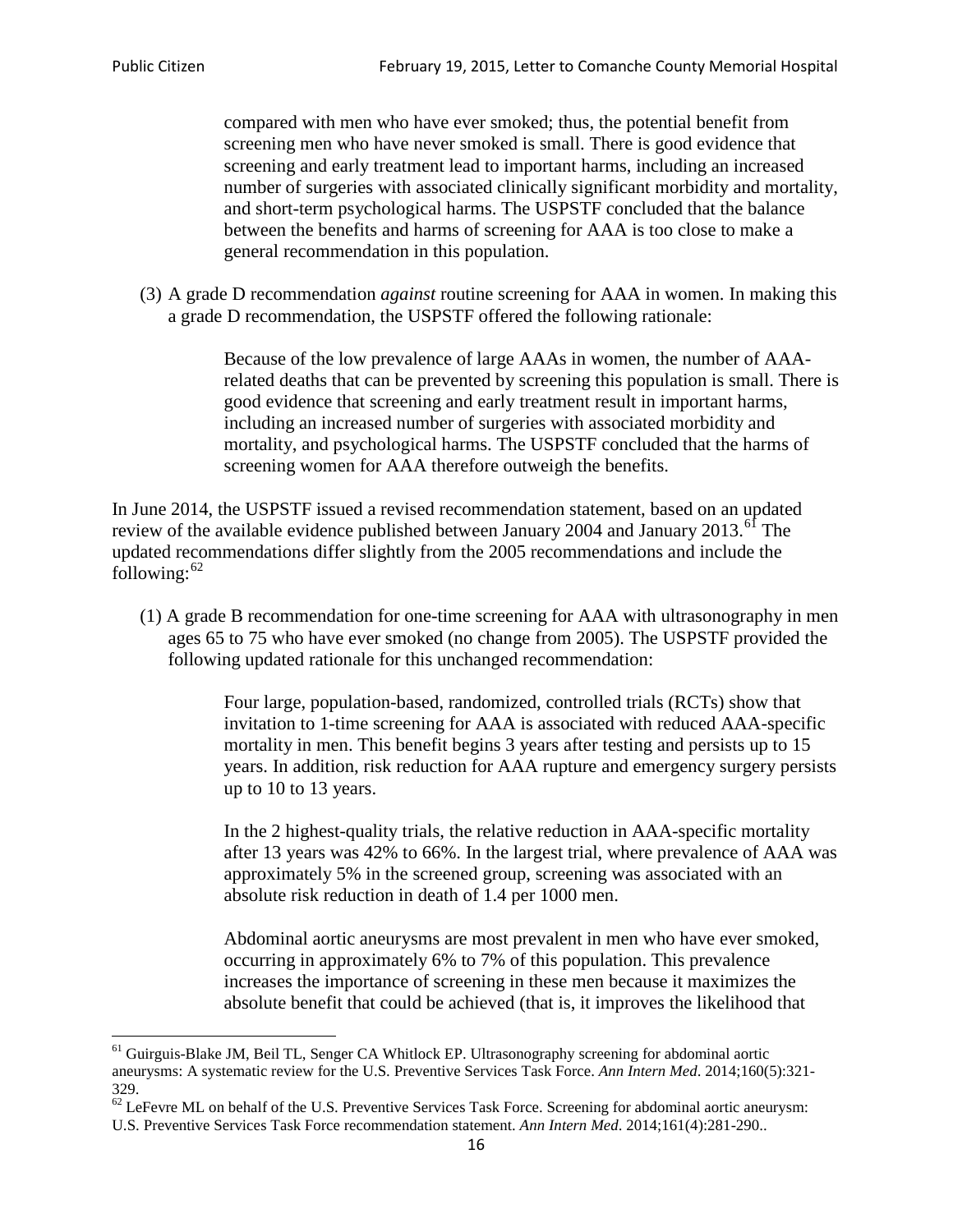> compared with men who have ever smoked; thus, the potential benefit from screening men who have never smoked is small. There is good evidence that screening and early treatment lead to important harms, including an increased number of surgeries with associated clinically significant morbidity and mortality, and short-term psychological harms. The USPSTF concluded that the balance between the benefits and harms of screening for AAA is too close to make a general recommendation in this population.

(3) A grade D recommendation *against* routine screening for AAA in women. In making this a grade D recommendation, the USPSTF offered the following rationale:

> Because of the low prevalence of large AAAs in women, the number of AAA-related deaths that can be prevented by screening this population is small. There is good evidence that screening and early treatment result in important harms, including an increased number of surgeries with associated morbidity and mortality, and psychological harms. The USPSTF concluded that the harms of screening women for AAA therefore outweigh the benefits.

In June 2014, the USPSTF issued a revised recommendation statement, based on an updated review of the available evidence published between January 2004 and January 2013.[61] The updated recommendations differ slightly from the 2005 recommendations and include the following:[62]

(1) A grade B recommendation for one-time screening for AAA with ultrasonography in men ages 65 to 75 who have ever smoked (no change from 2005). The USPSTF provided the following updated rationale for this unchanged recommendation:

> Four large, population-based, randomized, controlled trials (RCTs) show that invitation to 1-time screening for AAA is associated with reduced AAA-specific mortality in men. This benefit begins 3 years after testing and persists up to 15 years. In addition, risk reduction for AAA rupture and emergency surgery persists up to 10 to 13 years.
>
> In the 2 highest-quality trials, the relative reduction in AAA-specific mortality after 13 years was 42% to 66%. In the largest trial, where prevalence of AAA was approximately 5% in the screened group, screening was associated with an absolute risk reduction in death of 1.4 per 1000 men.
>
> Abdominal aortic aneurysms are most prevalent in men who have ever smoked, occurring in approximately 6% to 7% of this population. This prevalence increases the importance of screening in these men because it maximizes the absolute benefit that could be achieved (that is, it improves the likelihood that

---

[61] Guirguis-Blake JM, Beil TL, Senger CA Whitlock EP. Ultrasonography screening for abdominal aortic aneurysms: A systematic review for the U.S. Preventive Services Task Force. *Ann Intern Med*. 2014;160(5):321-329.

[62] LeFevre ML on behalf of the U.S. Preventive Services Task Force. Screening for abdominal aortic aneurysm: U.S. Preventive Services Task Force recommendation statement. *Ann Intern Med*. 2014;161(4):281-290..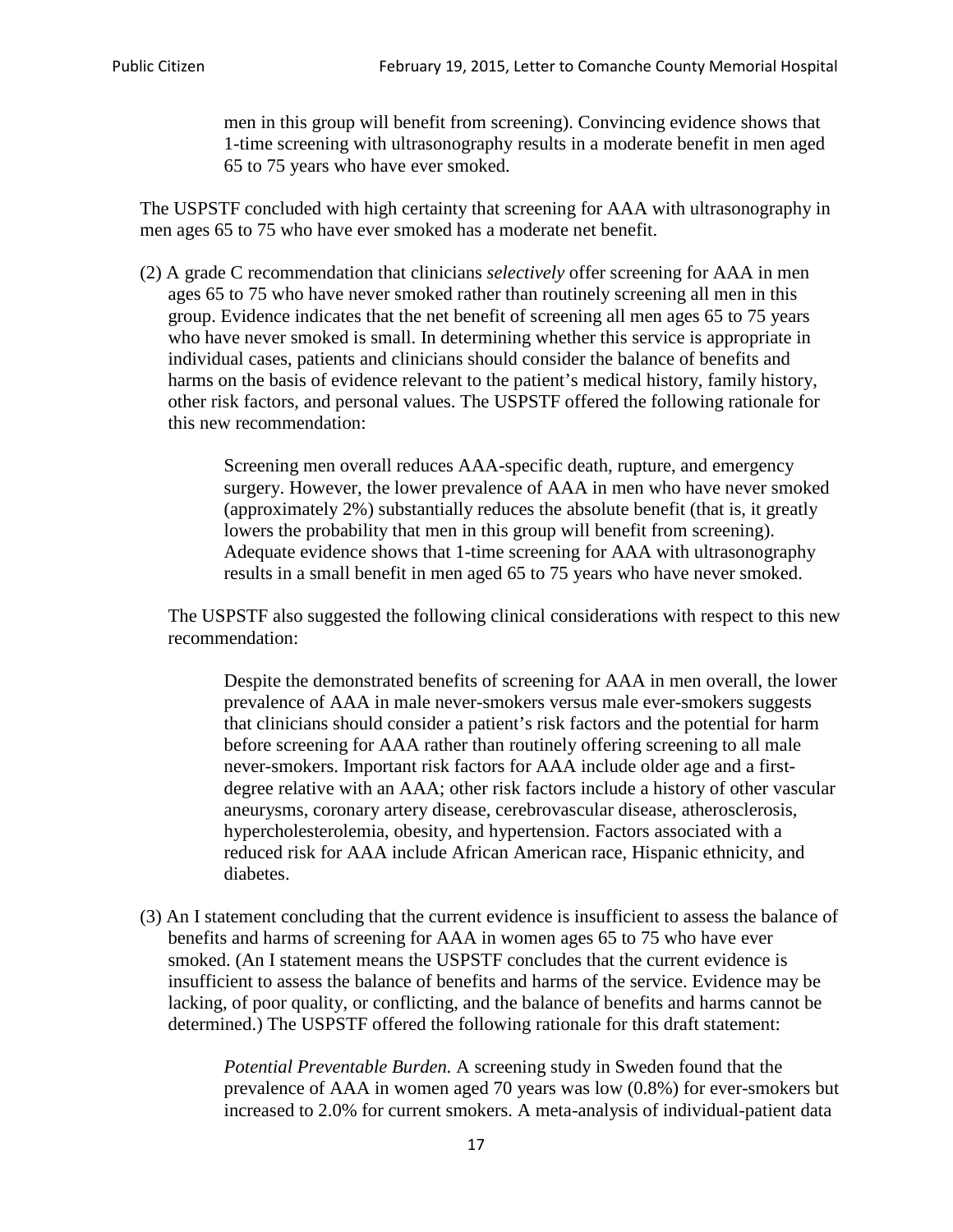> men in this group will benefit from screening). Convincing evidence shows that 1-time screening with ultrasonography results in a moderate benefit in men aged 65 to 75 years who have ever smoked.

The USPSTF concluded with high certainty that screening for AAA with ultrasonography in men ages 65 to 75 who have ever smoked has a moderate net benefit.

(2) A grade C recommendation that clinicians *selectively* offer screening for AAA in men ages 65 to 75 who have never smoked rather than routinely screening all men in this group. Evidence indicates that the net benefit of screening all men ages 65 to 75 years who have never smoked is small. In determining whether this service is appropriate in individual cases, patients and clinicians should consider the balance of benefits and harms on the basis of evidence relevant to the patient's medical history, family history, other risk factors, and personal values. The USPSTF offered the following rationale for this new recommendation:

> Screening men overall reduces AAA-specific death, rupture, and emergency surgery. However, the lower prevalence of AAA in men who have never smoked (approximately 2%) substantially reduces the absolute benefit (that is, it greatly lowers the probability that men in this group will benefit from screening). Adequate evidence shows that 1-time screening for AAA with ultrasonography results in a small benefit in men aged 65 to 75 years who have never smoked.

The USPSTF also suggested the following clinical considerations with respect to this new recommendation:

> Despite the demonstrated benefits of screening for AAA in men overall, the lower prevalence of AAA in male never-smokers versus male ever-smokers suggests that clinicians should consider a patient's risk factors and the potential for harm before screening for AAA rather than routinely offering screening to all male never-smokers. Important risk factors for AAA include older age and a first-degree relative with an AAA; other risk factors include a history of other vascular aneurysms, coronary artery disease, cerebrovascular disease, atherosclerosis, hypercholesterolemia, obesity, and hypertension. Factors associated with a reduced risk for AAA include African American race, Hispanic ethnicity, and diabetes.

(3) An I statement concluding that the current evidence is insufficient to assess the balance of benefits and harms of screening for AAA in women ages 65 to 75 who have ever smoked. (An I statement means the USPSTF concludes that the current evidence is insufficient to assess the balance of benefits and harms of the service. Evidence may be lacking, of poor quality, or conflicting, and the balance of benefits and harms cannot be determined.) The USPSTF offered the following rationale for this draft statement:

> *Potential Preventable Burden.* A screening study in Sweden found that the prevalence of AAA in women aged 70 years was low (0.8%) for ever-smokers but increased to 2.0% for current smokers. A meta-analysis of individual-patient data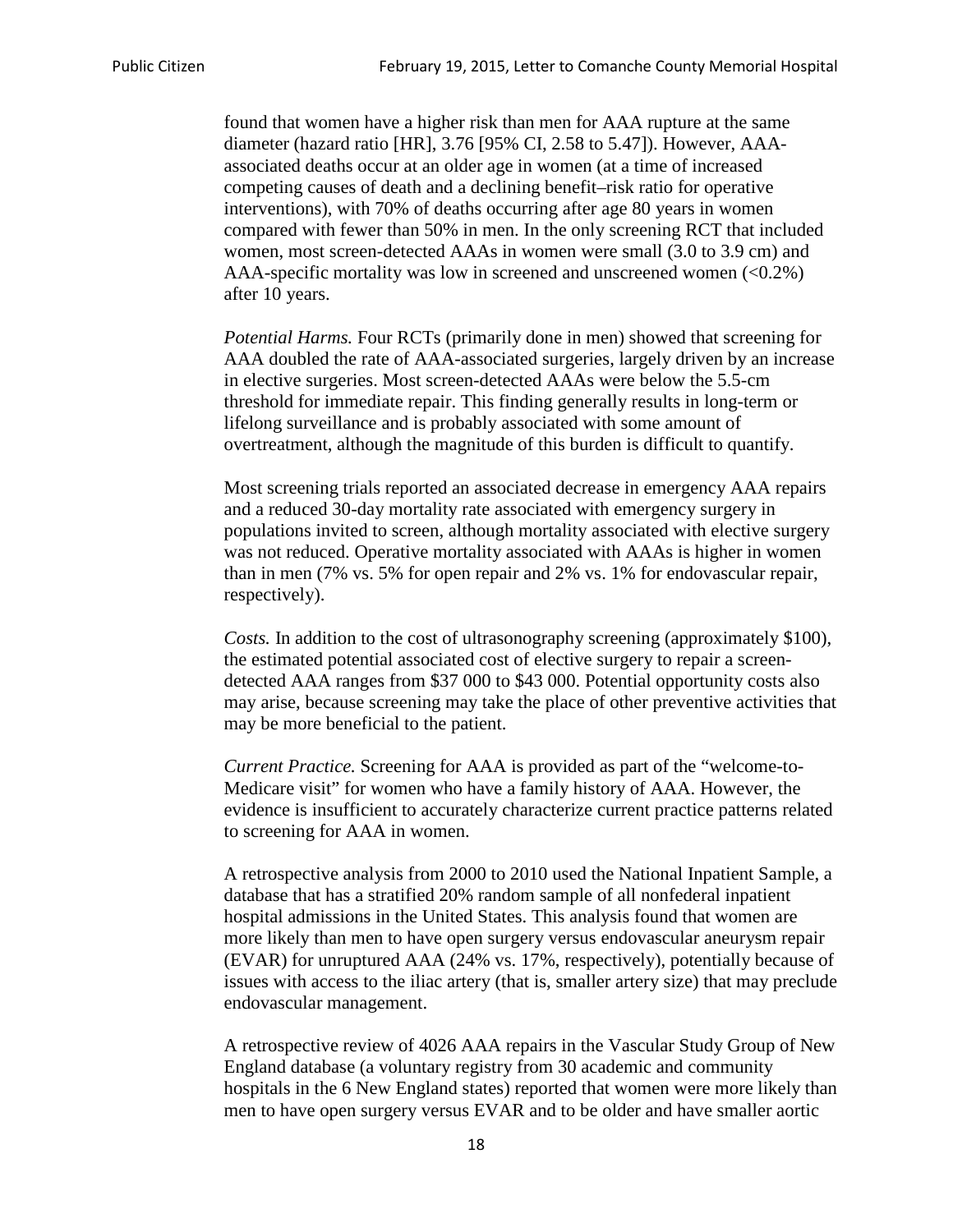found that women have a higher risk than men for AAA rupture at the same diameter (hazard ratio [HR], 3.76 [95% CI, 2.58 to 5.47]). However, AAA-associated deaths occur at an older age in women (at a time of increased competing causes of death and a declining benefit–risk ratio for operative interventions), with 70% of deaths occurring after age 80 years in women compared with fewer than 50% in men. In the only screening RCT that included women, most screen-detected AAAs in women were small (3.0 to 3.9 cm) and AAA-specific mortality was low in screened and unscreened women (<0.2%) after 10 years.

*Potential Harms.* Four RCTs (primarily done in men) showed that screening for AAA doubled the rate of AAA-associated surgeries, largely driven by an increase in elective surgeries. Most screen-detected AAAs were below the 5.5-cm threshold for immediate repair. This finding generally results in long-term or lifelong surveillance and is probably associated with some amount of overtreatment, although the magnitude of this burden is difficult to quantify.

Most screening trials reported an associated decrease in emergency AAA repairs and a reduced 30-day mortality rate associated with emergency surgery in populations invited to screen, although mortality associated with elective surgery was not reduced. Operative mortality associated with AAAs is higher in women than in men (7% vs. 5% for open repair and 2% vs. 1% for endovascular repair, respectively).

*Costs.* In addition to the cost of ultrasonography screening (approximately $100), the estimated potential associated cost of elective surgery to repair a screen-detected AAA ranges from $37 000 to $43 000. Potential opportunity costs also may arise, because screening may take the place of other preventive activities that may be more beneficial to the patient.

*Current Practice.* Screening for AAA is provided as part of the "welcome-to-Medicare visit" for women who have a family history of AAA. However, the evidence is insufficient to accurately characterize current practice patterns related to screening for AAA in women.

A retrospective analysis from 2000 to 2010 used the National Inpatient Sample, a database that has a stratified 20% random sample of all nonfederal inpatient hospital admissions in the United States. This analysis found that women are more likely than men to have open surgery versus endovascular aneurysm repair (EVAR) for unruptured AAA (24% vs. 17%, respectively), potentially because of issues with access to the iliac artery (that is, smaller artery size) that may preclude endovascular management.

A retrospective review of 4026 AAA repairs in the Vascular Study Group of New England database (a voluntary registry from 30 academic and community hospitals in the 6 New England states) reported that women were more likely than men to have open surgery versus EVAR and to be older and have smaller aortic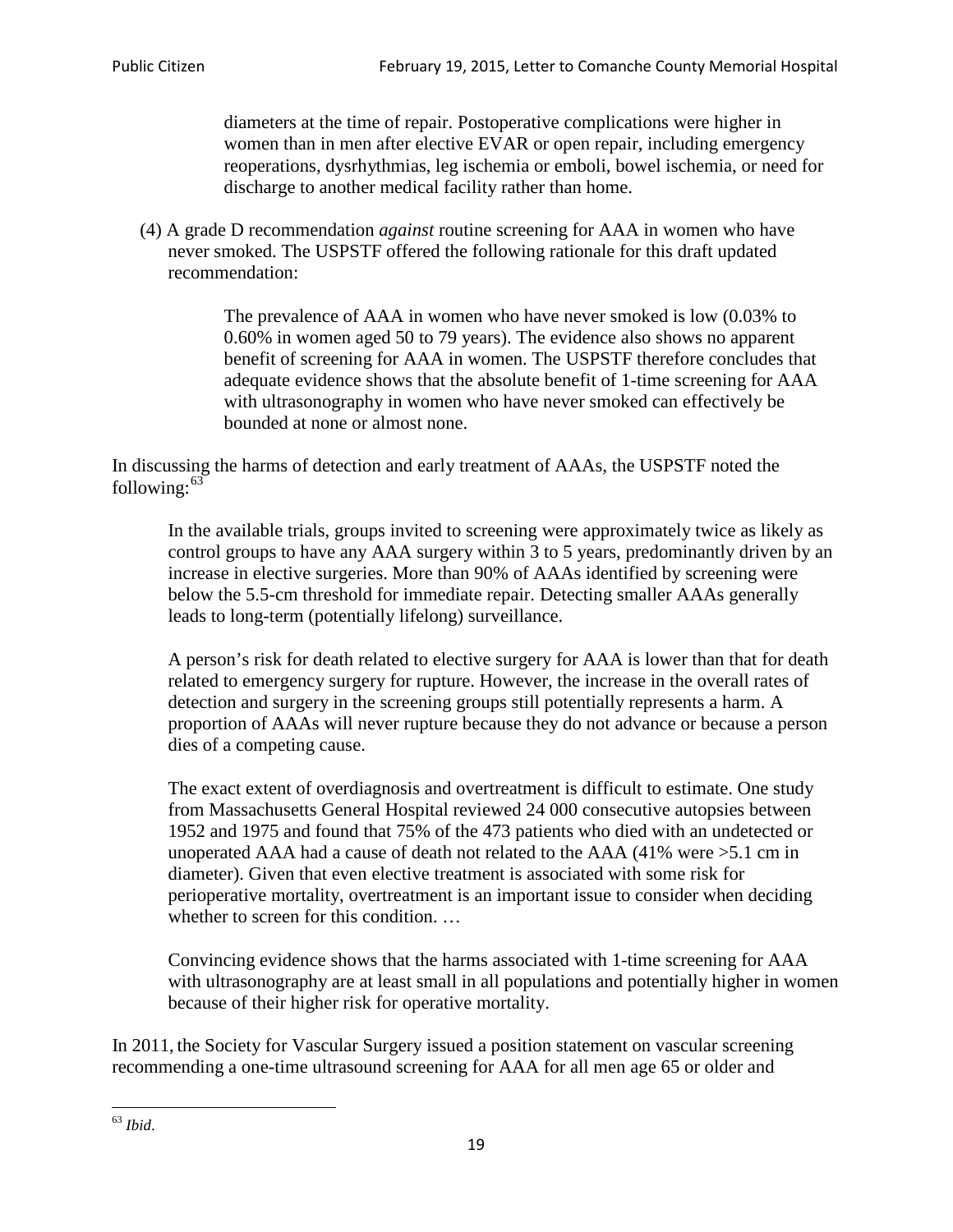> diameters at the time of repair. Postoperative complications were higher in women than in men after elective EVAR or open repair, including emergency reoperations, dysrhythmias, leg ischemia or emboli, bowel ischemia, or need for discharge to another medical facility rather than home.

(4) A grade D recommendation *against* routine screening for AAA in women who have never smoked. The USPSTF offered the following rationale for this draft updated recommendation:

> The prevalence of AAA in women who have never smoked is low (0.03% to 0.60% in women aged 50 to 79 years). The evidence also shows no apparent benefit of screening for AAA in women. The USPSTF therefore concludes that adequate evidence shows that the absolute benefit of 1-time screening for AAA with ultrasonography in women who have never smoked can effectively be bounded at none or almost none.

In discussing the harms of detection and early treatment of AAAs, the USPSTF noted the following:[63]

> In the available trials, groups invited to screening were approximately twice as likely as control groups to have any AAA surgery within 3 to 5 years, predominantly driven by an increase in elective surgeries. More than 90% of AAAs identified by screening were below the 5.5-cm threshold for immediate repair. Detecting smaller AAAs generally leads to long-term (potentially lifelong) surveillance.
>
> A person's risk for death related to elective surgery for AAA is lower than that for death related to emergency surgery for rupture. However, the increase in the overall rates of detection and surgery in the screening groups still potentially represents a harm. A proportion of AAAs will never rupture because they do not advance or because a person dies of a competing cause.
>
> The exact extent of overdiagnosis and overtreatment is difficult to estimate. One study from Massachusetts General Hospital reviewed 24 000 consecutive autopsies between 1952 and 1975 and found that 75% of the 473 patients who died with an undetected or unoperated AAA had a cause of death not related to the AAA (41% were >5.1 cm in diameter). Given that even elective treatment is associated with some risk for perioperative mortality, overtreatment is an important issue to consider when deciding whether to screen for this condition. …
>
> Convincing evidence shows that the harms associated with 1-time screening for AAA with ultrasonography are at least small in all populations and potentially higher in women because of their higher risk for operative mortality.

In 2011, the Society for Vascular Surgery issued a position statement on vascular screening recommending a one-time ultrasound screening for AAA for all men age 65 or older and

[63] *Ibid*.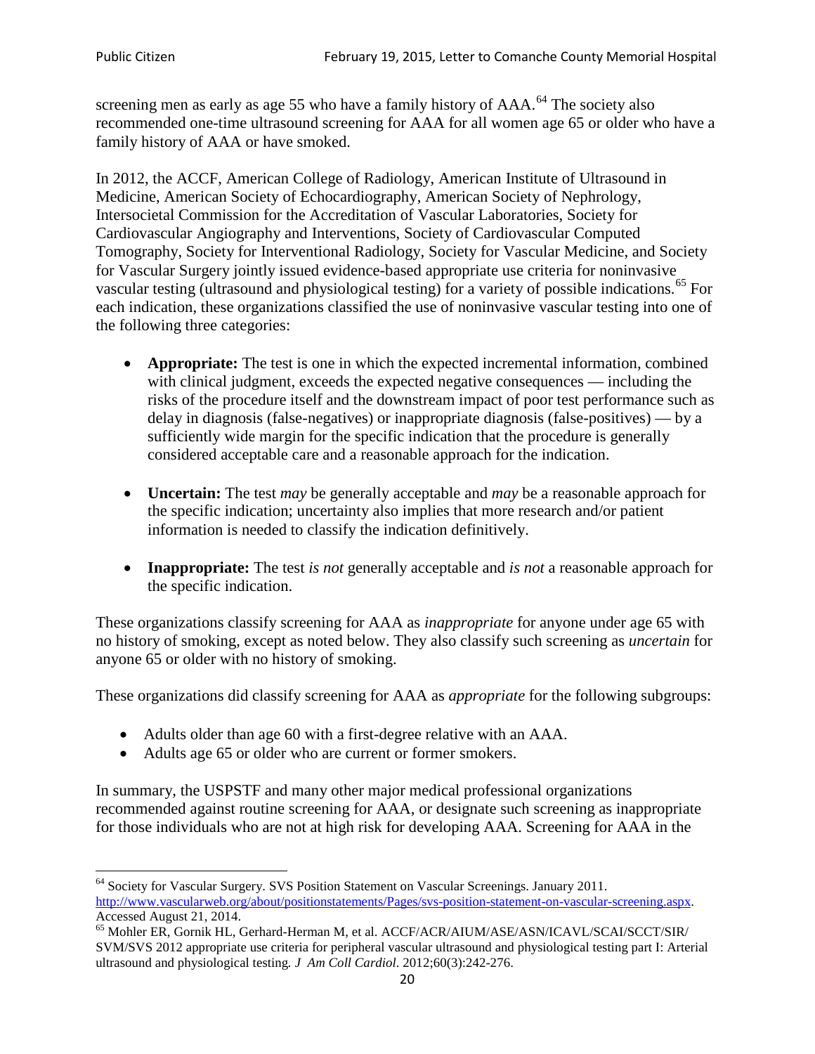screening men as early as age 55 who have a family history of AAA.[64] The society also recommended one-time ultrasound screening for AAA for all women age 65 or older who have a family history of AAA or have smoked.

In 2012, the ACCF, American College of Radiology, American Institute of Ultrasound in Medicine, American Society of Echocardiography, American Society of Nephrology, Intersocietal Commission for the Accreditation of Vascular Laboratories, Society for Cardiovascular Angiography and Interventions, Society of Cardiovascular Computed Tomography, Society for Interventional Radiology, Society for Vascular Medicine, and Society for Vascular Surgery jointly issued evidence-based appropriate use criteria for noninvasive vascular testing (ultrasound and physiological testing) for a variety of possible indications.[65] For each indication, these organizations classified the use of noninvasive vascular testing into one of the following three categories:

- **Appropriate:** The test is one in which the expected incremental information, combined with clinical judgment, exceeds the expected negative consequences — including the risks of the procedure itself and the downstream impact of poor test performance such as delay in diagnosis (false-negatives) or inappropriate diagnosis (false-positives) — by a sufficiently wide margin for the specific indication that the procedure is generally considered acceptable care and a reasonable approach for the indication.

- **Uncertain:** The test *may* be generally acceptable and *may* be a reasonable approach for the specific indication; uncertainty also implies that more research and/or patient information is needed to classify the indication definitively.

- **Inappropriate:** The test *is not* generally acceptable and *is not* a reasonable approach for the specific indication.

These organizations classify screening for AAA as *inappropriate* for anyone under age 65 with no history of smoking, except as noted below. They also classify such screening as *uncertain* for anyone 65 or older with no history of smoking.

These organizations did classify screening for AAA as *appropriate* for the following subgroups:

- Adults older than age 60 with a first-degree relative with an AAA.
- Adults age 65 or older who are current or former smokers.

In summary, the USPSTF and many other major medical professional organizations recommended against routine screening for AAA, or designate such screening as inappropriate for those individuals who are not at high risk for developing AAA. Screening for AAA in the

---

[64] Society for Vascular Surgery. SVS Position Statement on Vascular Screenings. January 2011. http://www.vascularweb.org/about/positionstatements/Pages/svs-position-statement-on-vascular-screening.aspx. Accessed August 21, 2014.

[65] Mohler ER, Gornik HL, Gerhard-Herman M, et al. ACCF/ACR/AIUM/ASE/ASN/ICAVL/SCAI/SCCT/SIR/SVM/SVS 2012 appropriate use criteria for peripheral vascular ultrasound and physiological testing part I: Arterial ultrasound and physiological testing. *J Am Coll Cardiol*. 2012;60(3):242-276.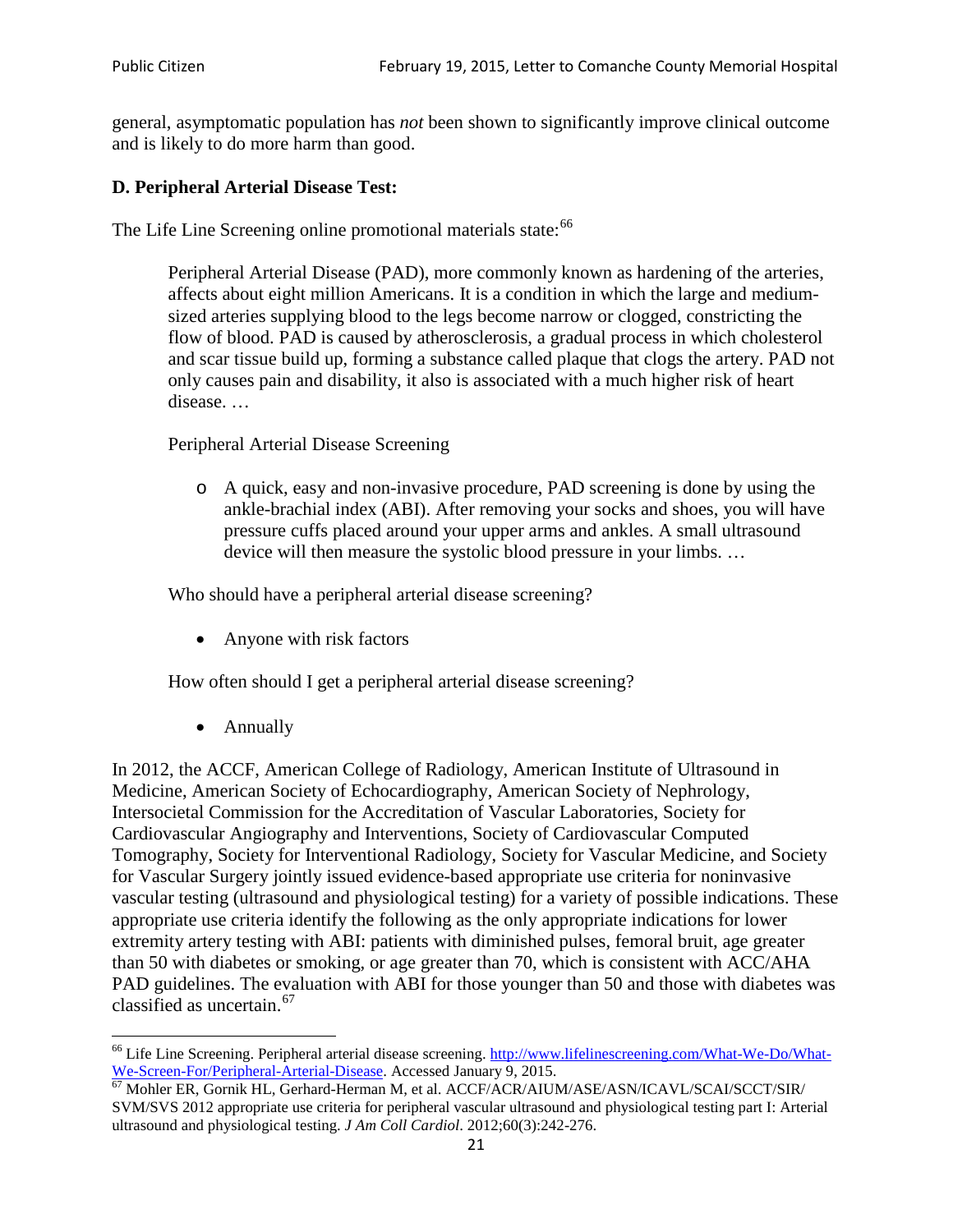general, asymptomatic population has *not* been shown to significantly improve clinical outcome and is likely to do more harm than good.

### D. Peripheral Arterial Disease Test:

The Life Line Screening online promotional materials state:[66]

> Peripheral Arterial Disease (PAD), more commonly known as hardening of the arteries, affects about eight million Americans. It is a condition in which the large and medium-sized arteries supplying blood to the legs become narrow or clogged, constricting the flow of blood. PAD is caused by atherosclerosis, a gradual process in which cholesterol and scar tissue build up, forming a substance called plaque that clogs the artery. PAD not only causes pain and disability, it also is associated with a much higher risk of heart disease. …
>
> Peripheral Arterial Disease Screening
>
> - A quick, easy and non-invasive procedure, PAD screening is done by using the ankle-brachial index (ABI). After removing your socks and shoes, you will have pressure cuffs placed around your upper arms and ankles. A small ultrasound device will then measure the systolic blood pressure in your limbs. …
>
> Who should have a peripheral arterial disease screening?
>
> - Anyone with risk factors
>
> How often should I get a peripheral arterial disease screening?
>
> - Annually

In 2012, the ACCF, American College of Radiology, American Institute of Ultrasound in Medicine, American Society of Echocardiography, American Society of Nephrology, Intersocietal Commission for the Accreditation of Vascular Laboratories, Society for Cardiovascular Angiography and Interventions, Society of Cardiovascular Computed Tomography, Society for Interventional Radiology, Society for Vascular Medicine, and Society for Vascular Surgery jointly issued evidence-based appropriate use criteria for noninvasive vascular testing (ultrasound and physiological testing) for a variety of possible indications. These appropriate use criteria identify the following as the only appropriate indications for lower extremity artery testing with ABI: patients with diminished pulses, femoral bruit, age greater than 50 with diabetes or smoking, or age greater than 70, which is consistent with ACC/AHA PAD guidelines. The evaluation with ABI for those younger than 50 and those with diabetes was classified as uncertain.[67]

---

[66] Life Line Screening. Peripheral arterial disease screening. http://www.lifelinescreening.com/What-We-Do/What-We-Screen-For/Peripheral-Arterial-Disease. Accessed January 9, 2015.

[67] Mohler ER, Gornik HL, Gerhard-Herman M, et al. ACCF/ACR/AIUM/ASE/ASN/ICAVL/SCAI/SCCT/SIR/SVM/SVS 2012 appropriate use criteria for peripheral vascular ultrasound and physiological testing part I: Arterial ultrasound and physiological testing. *J Am Coll Cardiol*. 2012;60(3):242-276.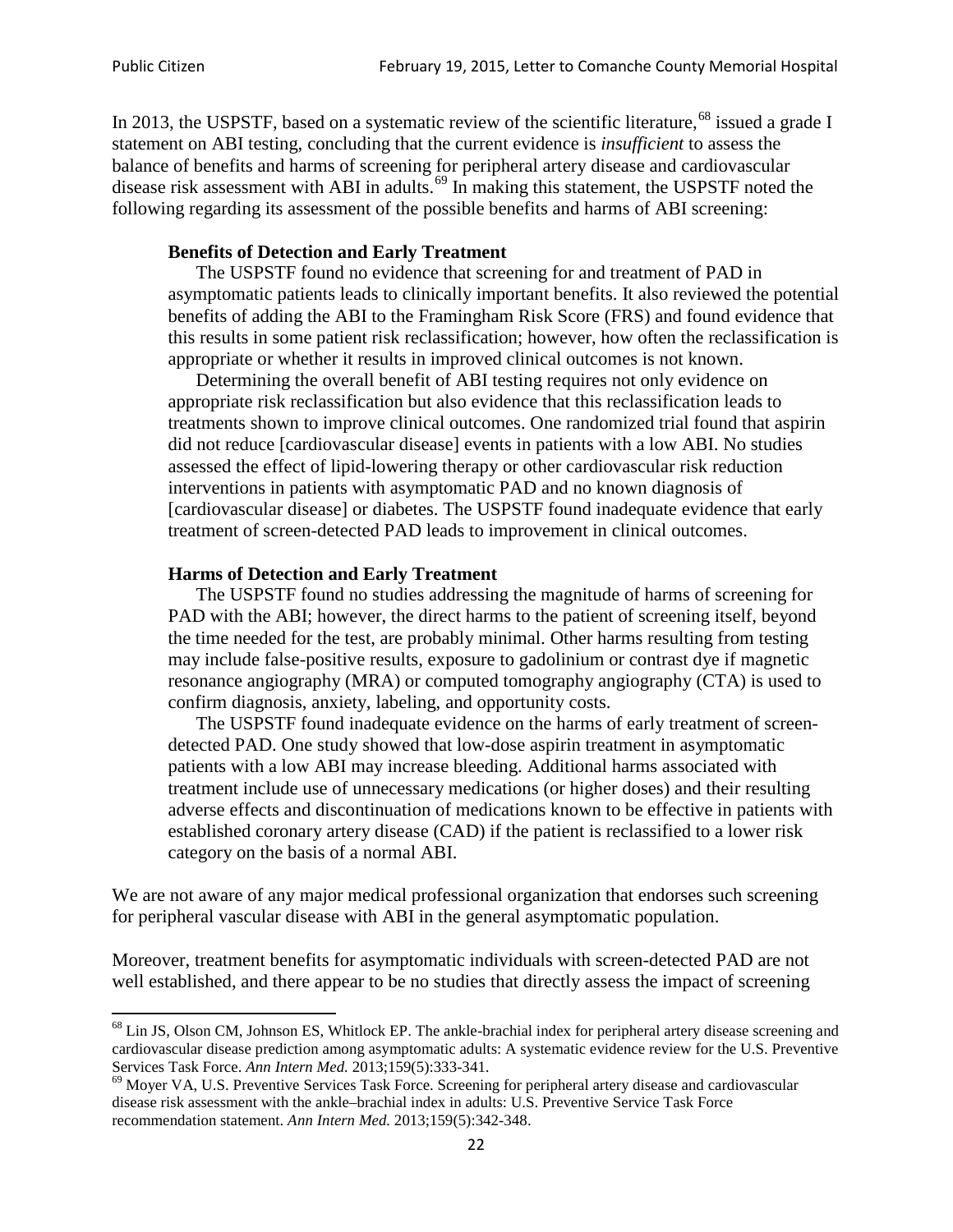In 2013, the USPSTF, based on a systematic review of the scientific literature,[68] issued a grade I statement on ABI testing, concluding that the current evidence is *insufficient* to assess the balance of benefits and harms of screening for peripheral artery disease and cardiovascular disease risk assessment with ABI in adults.[69] In making this statement, the USPSTF noted the following regarding its assessment of the possible benefits and harms of ABI screening:

> **Benefits of Detection and Early Treatment**
>
> The USPSTF found no evidence that screening for and treatment of PAD in asymptomatic patients leads to clinically important benefits. It also reviewed the potential benefits of adding the ABI to the Framingham Risk Score (FRS) and found evidence that this results in some patient risk reclassification; however, how often the reclassification is appropriate or whether it results in improved clinical outcomes is not known.
>
> Determining the overall benefit of ABI testing requires not only evidence on appropriate risk reclassification but also evidence that this reclassification leads to treatments shown to improve clinical outcomes. One randomized trial found that aspirin did not reduce [cardiovascular disease] events in patients with a low ABI. No studies assessed the effect of lipid-lowering therapy or other cardiovascular risk reduction interventions in patients with asymptomatic PAD and no known diagnosis of [cardiovascular disease] or diabetes. The USPSTF found inadequate evidence that early treatment of screen-detected PAD leads to improvement in clinical outcomes.
>
> **Harms of Detection and Early Treatment**
>
> The USPSTF found no studies addressing the magnitude of harms of screening for PAD with the ABI; however, the direct harms to the patient of screening itself, beyond the time needed for the test, are probably minimal. Other harms resulting from testing may include false-positive results, exposure to gadolinium or contrast dye if magnetic resonance angiography (MRA) or computed tomography angiography (CTA) is used to confirm diagnosis, anxiety, labeling, and opportunity costs.
>
> The USPSTF found inadequate evidence on the harms of early treatment of screen-detected PAD. One study showed that low-dose aspirin treatment in asymptomatic patients with a low ABI may increase bleeding. Additional harms associated with treatment include use of unnecessary medications (or higher doses) and their resulting adverse effects and discontinuation of medications known to be effective in patients with established coronary artery disease (CAD) if the patient is reclassified to a lower risk category on the basis of a normal ABI.

We are not aware of any major medical professional organization that endorses such screening for peripheral vascular disease with ABI in the general asymptomatic population.

Moreover, treatment benefits for asymptomatic individuals with screen-detected PAD are not well established, and there appear to be no studies that directly assess the impact of screening

---

[68] Lin JS, Olson CM, Johnson ES, Whitlock EP. The ankle-brachial index for peripheral artery disease screening and cardiovascular disease prediction among asymptomatic adults: A systematic evidence review for the U.S. Preventive Services Task Force. *Ann Intern Med.* 2013;159(5):333-341.

[69] Moyer VA, U.S. Preventive Services Task Force. Screening for peripheral artery disease and cardiovascular disease risk assessment with the ankle–brachial index in adults: U.S. Preventive Service Task Force recommendation statement. *Ann Intern Med.* 2013;159(5):342-348.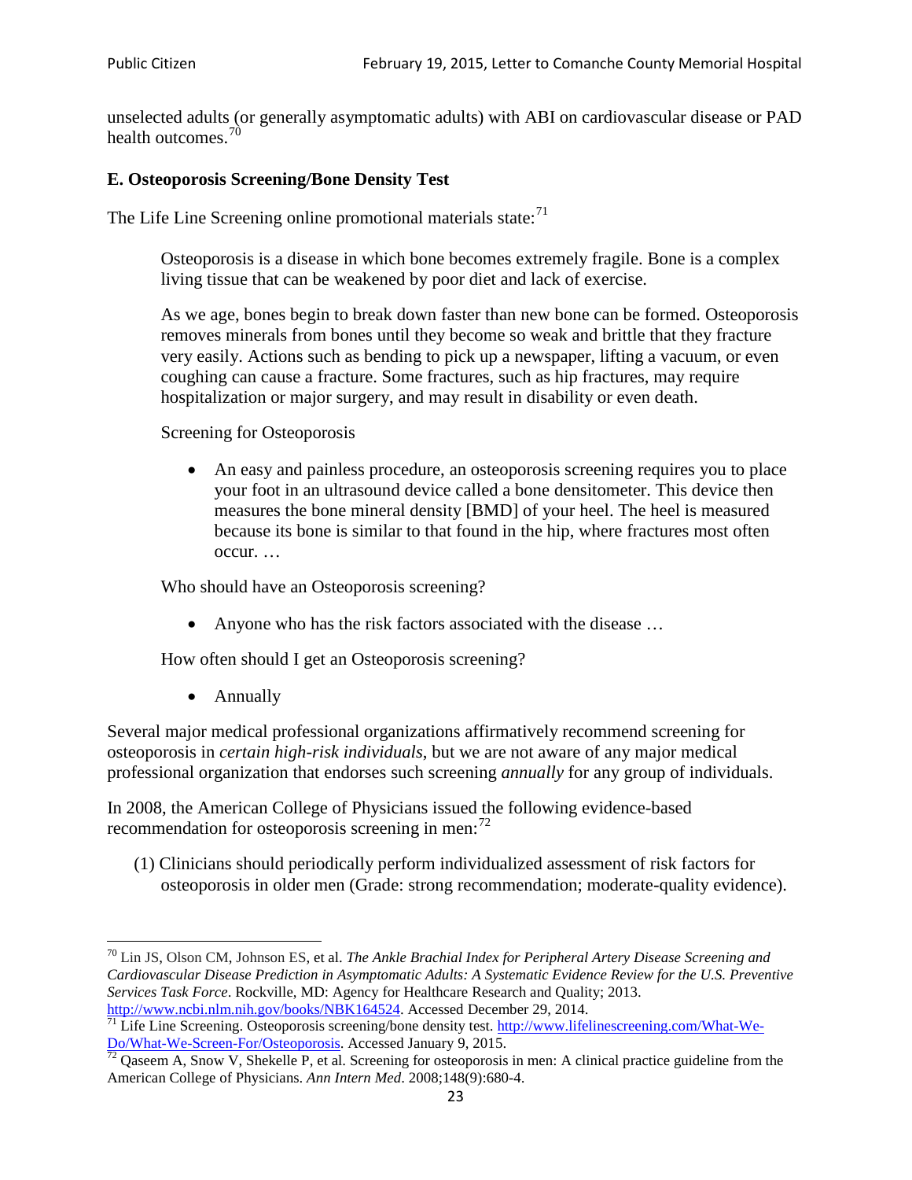unselected adults (or generally asymptomatic adults) with ABI on cardiovascular disease or PAD health outcomes.[70]

### E. Osteoporosis Screening/Bone Density Test

The Life Line Screening online promotional materials state:[71]

> Osteoporosis is a disease in which bone becomes extremely fragile. Bone is a complex living tissue that can be weakened by poor diet and lack of exercise.
>
> As we age, bones begin to break down faster than new bone can be formed. Osteoporosis removes minerals from bones until they become so weak and brittle that they fracture very easily. Actions such as bending to pick up a newspaper, lifting a vacuum, or even coughing can cause a fracture. Some fractures, such as hip fractures, may require hospitalization or major surgery, and may result in disability or even death.
>
> Screening for Osteoporosis
>
> - An easy and painless procedure, an osteoporosis screening requires you to place your foot in an ultrasound device called a bone densitometer. This device then measures the bone mineral density [BMD] of your heel. The heel is measured because its bone is similar to that found in the hip, where fractures most often occur. …
>
> Who should have an Osteoporosis screening?
>
> - Anyone who has the risk factors associated with the disease …
>
> How often should I get an Osteoporosis screening?
>
> - Annually

Several major medical professional organizations affirmatively recommend screening for osteoporosis in *certain high-risk individuals*, but we are not aware of any major medical professional organization that endorses such screening *annually* for any group of individuals.

In 2008, the American College of Physicians issued the following evidence-based recommendation for osteoporosis screening in men:[72]

(1) Clinicians should periodically perform individualized assessment of risk factors for osteoporosis in older men (Grade: strong recommendation; moderate-quality evidence).

---

[70] Lin JS, Olson CM, Johnson ES, et al. *The Ankle Brachial Index for Peripheral Artery Disease Screening and Cardiovascular Disease Prediction in Asymptomatic Adults: A Systematic Evidence Review for the U.S. Preventive Services Task Force*. Rockville, MD: Agency for Healthcare Research and Quality; 2013. http://www.ncbi.nlm.nih.gov/books/NBK164524. Accessed December 29, 2014.

[71] Life Line Screening. Osteoporosis screening/bone density test. http://www.lifelinescreening.com/What-We-Do/What-We-Screen-For/Osteoporosis. Accessed January 9, 2015.

[72] Qaseem A, Snow V, Shekelle P, et al. Screening for osteoporosis in men: A clinical practice guideline from the American College of Physicians. *Ann Intern Med*. 2008;148(9):680-4.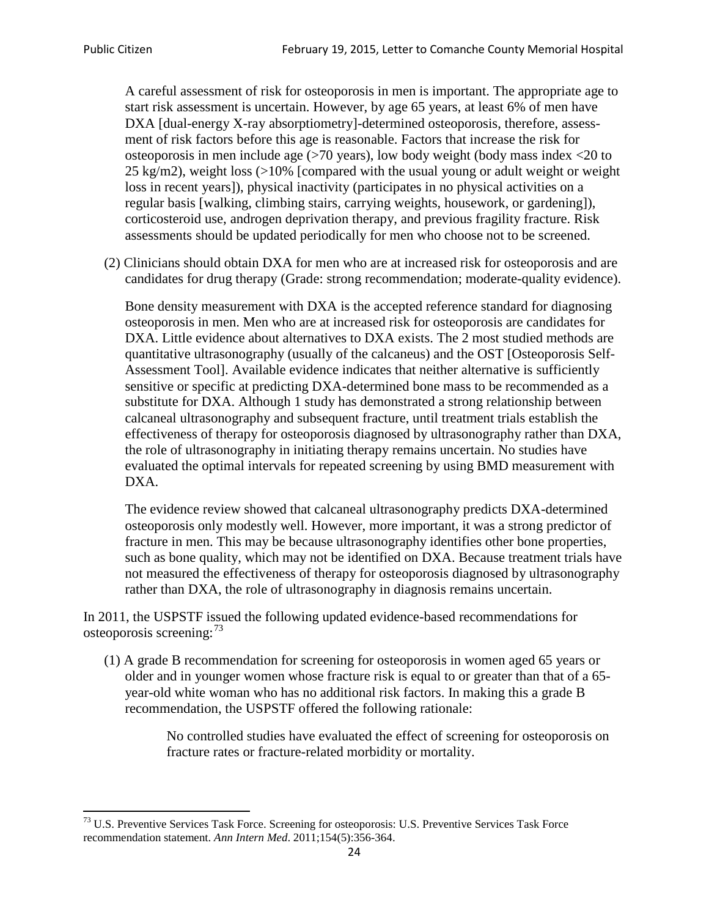A careful assessment of risk for osteoporosis in men is important. The appropriate age to start risk assessment is uncertain. However, by age 65 years, at least 6% of men have DXA [dual-energy X-ray absorptiometry]-determined osteoporosis, therefore, assessment of risk factors before this age is reasonable. Factors that increase the risk for osteoporosis in men include age (>70 years), low body weight (body mass index <20 to 25 kg/m2), weight loss (>10% [compared with the usual young or adult weight or weight loss in recent years]), physical inactivity (participates in no physical activities on a regular basis [walking, climbing stairs, carrying weights, housework, or gardening]), corticosteroid use, androgen deprivation therapy, and previous fragility fracture. Risk assessments should be updated periodically for men who choose not to be screened.

(2) Clinicians should obtain DXA for men who are at increased risk for osteoporosis and are candidates for drug therapy (Grade: strong recommendation; moderate-quality evidence).

Bone density measurement with DXA is the accepted reference standard for diagnosing osteoporosis in men. Men who are at increased risk for osteoporosis are candidates for DXA. Little evidence about alternatives to DXA exists. The 2 most studied methods are quantitative ultrasonography (usually of the calcaneus) and the OST [Osteoporosis Self-Assessment Tool]. Available evidence indicates that neither alternative is sufficiently sensitive or specific at predicting DXA-determined bone mass to be recommended as a substitute for DXA. Although 1 study has demonstrated a strong relationship between calcaneal ultrasonography and subsequent fracture, until treatment trials establish the effectiveness of therapy for osteoporosis diagnosed by ultrasonography rather than DXA, the role of ultrasonography in initiating therapy remains uncertain. No studies have evaluated the optimal intervals for repeated screening by using BMD measurement with DXA.

The evidence review showed that calcaneal ultrasonography predicts DXA-determined osteoporosis only modestly well. However, more important, it was a strong predictor of fracture in men. This may be because ultrasonography identifies other bone properties, such as bone quality, which may not be identified on DXA. Because treatment trials have not measured the effectiveness of therapy for osteoporosis diagnosed by ultrasonography rather than DXA, the role of ultrasonography in diagnosis remains uncertain.

In 2011, the USPSTF issued the following updated evidence-based recommendations for osteoporosis screening:[73]

(1) A grade B recommendation for screening for osteoporosis in women aged 65 years or older and in younger women whose fracture risk is equal to or greater than that of a 65-year-old white woman who has no additional risk factors. In making this a grade B recommendation, the USPSTF offered the following rationale:

> No controlled studies have evaluated the effect of screening for osteoporosis on fracture rates or fracture-related morbidity or mortality.

[73] U.S. Preventive Services Task Force. Screening for osteoporosis: U.S. Preventive Services Task Force recommendation statement. *Ann Intern Med*. 2011;154(5):356-364.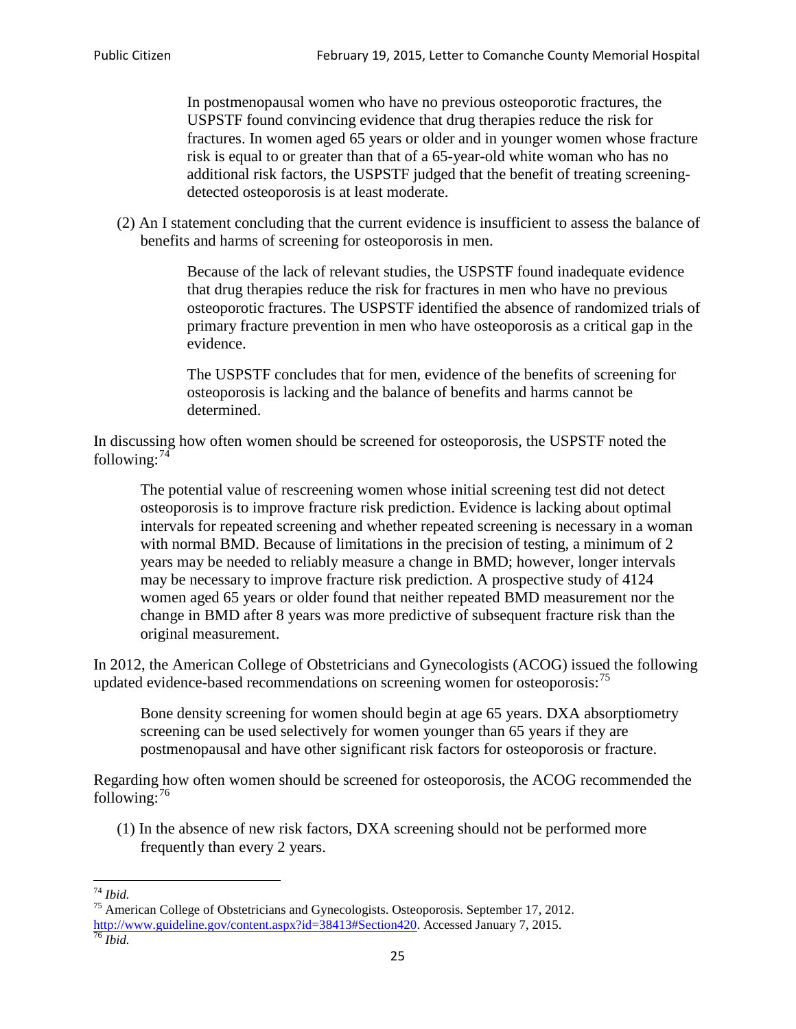> In postmenopausal women who have no previous osteoporotic fractures, the USPSTF found convincing evidence that drug therapies reduce the risk for fractures. In women aged 65 years or older and in younger women whose fracture risk is equal to or greater than that of a 65-year-old white woman who has no additional risk factors, the USPSTF judged that the benefit of treating screening-detected osteoporosis is at least moderate.

(2) An I statement concluding that the current evidence is insufficient to assess the balance of benefits and harms of screening for osteoporosis in men.

> Because of the lack of relevant studies, the USPSTF found inadequate evidence that drug therapies reduce the risk for fractures in men who have no previous osteoporotic fractures. The USPSTF identified the absence of randomized trials of primary fracture prevention in men who have osteoporosis as a critical gap in the evidence.
>
> The USPSTF concludes that for men, evidence of the benefits of screening for osteoporosis is lacking and the balance of benefits and harms cannot be determined.

In discussing how often women should be screened for osteoporosis, the USPSTF noted the following:[74]

> The potential value of rescreening women whose initial screening test did not detect osteoporosis is to improve fracture risk prediction. Evidence is lacking about optimal intervals for repeated screening and whether repeated screening is necessary in a woman with normal BMD. Because of limitations in the precision of testing, a minimum of 2 years may be needed to reliably measure a change in BMD; however, longer intervals may be necessary to improve fracture risk prediction. A prospective study of 4124 women aged 65 years or older found that neither repeated BMD measurement nor the change in BMD after 8 years was more predictive of subsequent fracture risk than the original measurement.

In 2012, the American College of Obstetricians and Gynecologists (ACOG) issued the following updated evidence-based recommendations on screening women for osteoporosis:[75]

> Bone density screening for women should begin at age 65 years. DXA absorptiometry screening can be used selectively for women younger than 65 years if they are postmenopausal and have other significant risk factors for osteoporosis or fracture.

Regarding how often women should be screened for osteoporosis, the ACOG recommended the following:[76]

(1) In the absence of new risk factors, DXA screening should not be performed more frequently than every 2 years.

---

[74] *Ibid.*

[75] American College of Obstetricians and Gynecologists. Osteoporosis. September 17, 2012. http://www.guideline.gov/content.aspx?id=38413#Section420. Accessed January 7, 2015.

[76] *Ibid.*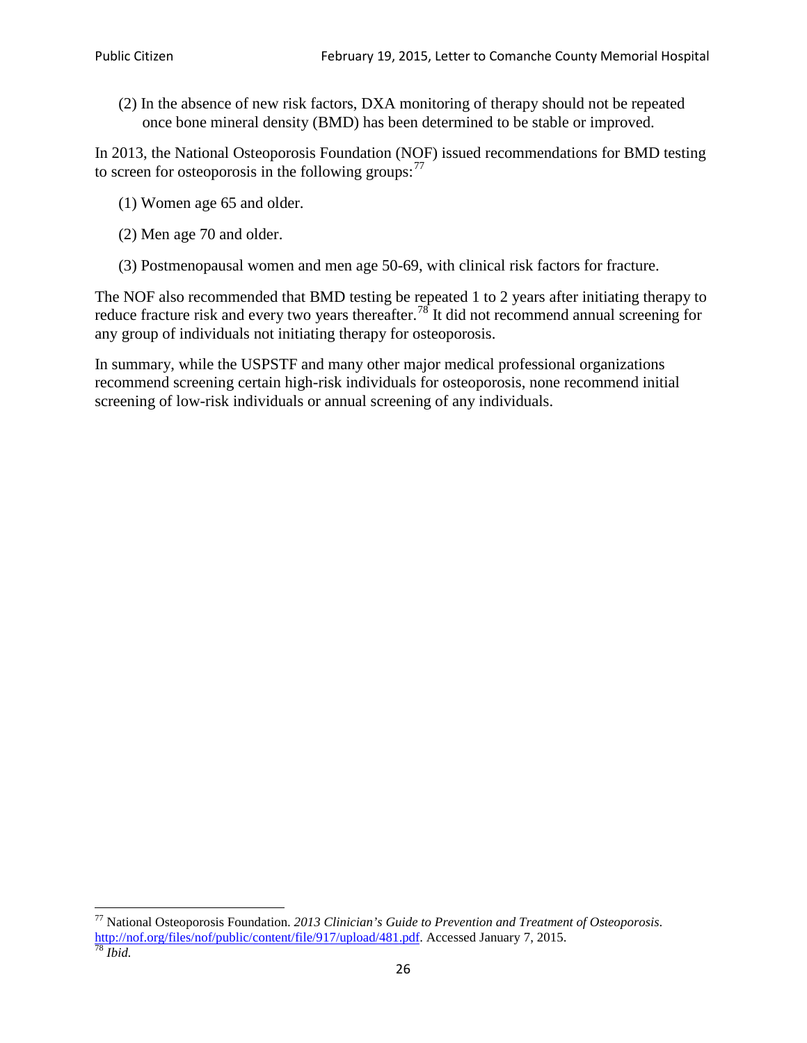(2) In the absence of new risk factors, DXA monitoring of therapy should not be repeated once bone mineral density (BMD) has been determined to be stable or improved.

In 2013, the National Osteoporosis Foundation (NOF) issued recommendations for BMD testing to screen for osteoporosis in the following groups:[77]

(1) Women age 65 and older.

(2) Men age 70 and older.

(3) Postmenopausal women and men age 50-69, with clinical risk factors for fracture.

The NOF also recommended that BMD testing be repeated 1 to 2 years after initiating therapy to reduce fracture risk and every two years thereafter.[78] It did not recommend annual screening for any group of individuals not initiating therapy for osteoporosis.

In summary, while the USPSTF and many other major medical professional organizations recommend screening certain high-risk individuals for osteoporosis, none recommend initial screening of low-risk individuals or annual screening of any individuals.

[77] National Osteoporosis Foundation. *2013 Clinician's Guide to Prevention and Treatment of Osteoporosis.* http://nof.org/files/nof/public/content/file/917/upload/481.pdf. Accessed January 7, 2015.

[78] *Ibid.*